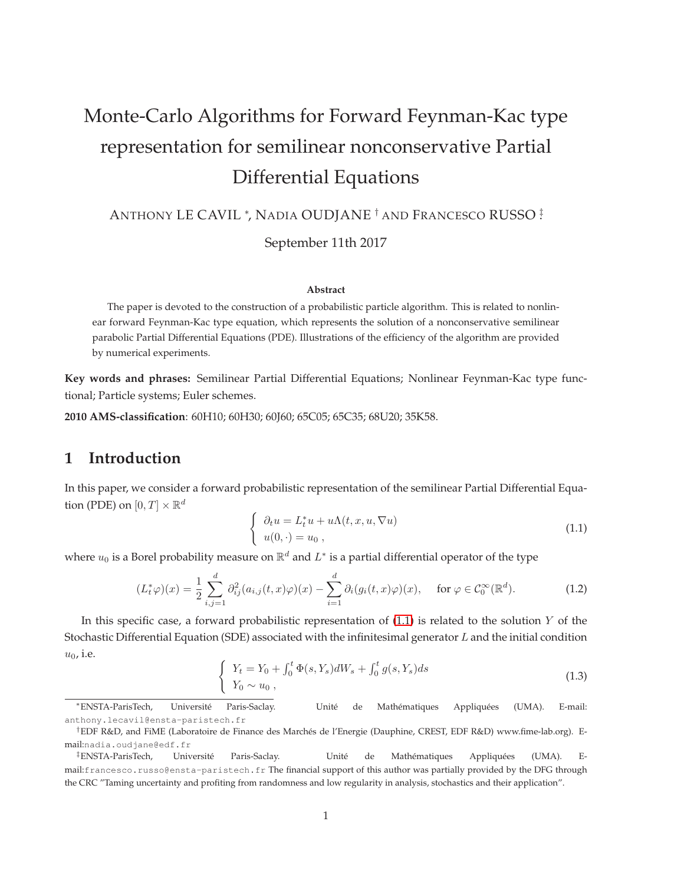# Monte-Carlo Algorithms for Forward Feynman-Kac type representation for semilinear nonconservative Partial Differential Equations

ANTHONY LE CAVIL [*], NADIA OUDJANE [†] AND FRANCESCO RUSSO [‡]

September 11th 2017

**Abstract**

The paper is devoted to the construction of a probabilistic particle algorithm. This is related to nonlinear forward Feynman-Kac type equation, which represents the solution of a nonconservative semilinear parabolic Partial Differential Equations (PDE). Illustrations of the efficiency of the algorithm are provided by numerical experiments.

**Key words and phrases:** Semilinear Partial Differential Equations; Nonlinear Feynman-Kac type functional; Particle systems; Euler schemes.

**2010 AMS-classification**: 60H10; 60H30; 60J60; 65C05; 65C35; 68U20; 35K58.

## 1 Introduction

In this paper, we consider a forward probabilistic representation of the semilinear Partial Differential Equation (PDE) on $[0,T] \times \mathbb{R}^d$

$$
\left\{
\begin{array}{l}
\partial_t u = L_t^* u + u\Lambda(t,x,u,\nabla u) \\
u(0,\cdot) = u_0 \ ,
\end{array}
\right.
\tag{1.1}
$$

where $u_0$ is a Borel probability measure on $\mathbb{R}^d$ and $L^*$ is a partial differential operator of the type

$$
(L_t^* \varphi)(x) = \frac{1}{2} \sum_{i,j=1}^{d} \partial_{ij}^2 (a_{i,j}(t,x)\varphi)(x) - \sum_{i=1}^{d} \partial_i (g_i(t,x)\varphi)(x), \qquad \text{for } \varphi \in \mathcal{C}_0^\infty(\mathbb{R}^d).
\tag{1.2}
$$

In this specific case, a forward probabilistic representation of (1.1) is related to the solution $Y$ of the Stochastic Differential Equation (SDE) associated with the infinitesimal generator $L$ and the initial condition $u_0$, i.e.

$$
\left\{
\begin{array}{l}
Y_t = Y_0 + \int_0^t \Phi(s,Y_s) dW_s + \int_0^t g(s,Y_s) ds \\
Y_0 \sim u_0 \ ,
\end{array}
\right.
\tag{1.3}
$$

[*] ENSTA-ParisTech, Université Paris-Saclay. Unité de Mathématiques Appliquées (UMA). E-mail: anthony.lecavil@ensta-paristech.fr

[†] EDF R&D, and FiME (Laboratoire de Finance des Marchés de l'Energie (Dauphine, CREST, EDF R&D) www.fime-lab.org). E-mail:nadia.oudjane@edf.fr

[‡] ENSTA-ParisTech, Université Paris-Saclay. Unité de Mathématiques Appliquées (UMA). E-mail:francesco.russo@ensta-paristech.fr The financial support of this author was partially provided by the DFG through the CRC "Taming uncertainty and profiting from randomness and low regularity in analysis, stochastics and their application".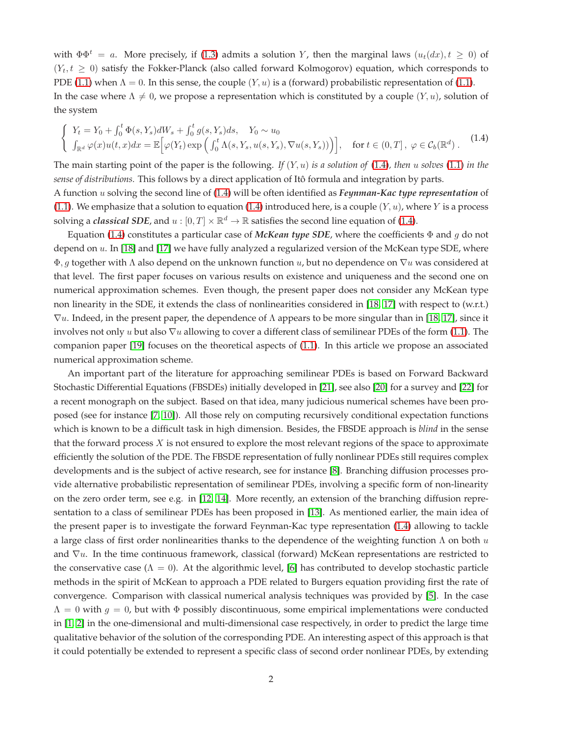with $\Phi\Phi^t = a$. More precisely, if (1.3) admits a solution $Y$, then the marginal laws $(u_t(dx), t \geq 0)$ of $(Y_t, t \geq 0)$ satisfy the Fokker-Planck (also called forward Kolmogorov) equation, which corresponds to PDE (1.1) when $\Lambda = 0$. In this sense, the couple $(Y, u)$ is a (forward) probabilistic representation of (1.1).

In the case where $\Lambda \neq 0$, we propose a representation which is constituted by a couple $(Y, u)$, solution of the system

$$
\begin{cases} Y_t = Y_0 + \int_0^t \Phi(s, Y_s) dW_s + \int_0^t g(s, Y_s) ds, \quad Y_0 \sim u_0 \\ \int_{\mathbb{R}^d} \varphi(x) u(t, x) dx = \mathbb{E}\Big[\varphi(Y_t) \exp\Big(\int_0^t \Lambda(s, Y_s, u(s, Y_s), \nabla u(s, Y_s))\Big)\Big], \quad \text{for } t \in (0, T]\,,\ \varphi \in \mathcal{C}_b(\mathbb{R}^d)\,. \end{cases} \tag{1.4}
$$

The main starting point of the paper is the following. *If $(Y, u)$ is a solution of (1.4), then $u$ solves (1.1) in the sense of distributions.* This follows by a direct application of Itô formula and integration by parts.

A function $u$ solving the second line of (1.4) will be often identified as ***Feynman-Kac type representation*** of (1.1). We emphasize that a solution to equation (1.4) introduced here, is a couple $(Y, u)$, where $Y$ is a process solving a ***classical SDE***, and $u : [0, T] \times \mathbb{R}^d \to \mathbb{R}$ satisfies the second line equation of (1.4).

Equation (1.4) constitutes a particular case of ***McKean type SDE***, where the coefficients $\Phi$ and $g$ do not depend on $u$. In [18] and [17] we have fully analyzed a regularized version of the McKean type SDE, where $\Phi, g$ together with $\Lambda$ also depend on the unknown function $u$, but no dependence on $\nabla u$ was considered at that level. The first paper focuses on various results on existence and uniqueness and the second one on numerical approximation schemes. Even though, the present paper does not consider any McKean type non linearity in the SDE, it extends the class of nonlinearities considered in [18, 17] with respect to (w.r.t.) $\nabla u$. Indeed, in the present paper, the dependence of $\Lambda$ appears to be more singular than in [18, 17], since it involves not only $u$ but also $\nabla u$ allowing to cover a different class of semilinear PDEs of the form (1.1). The companion paper [19] focuses on the theoretical aspects of (1.1). In this article we propose an associated numerical approximation scheme.

An important part of the literature for approaching semilinear PDEs is based on Forward Backward Stochastic Differential Equations (FBSDEs) initially developed in [21], see also [20] for a survey and [22] for a recent monograph on the subject. Based on that idea, many judicious numerical schemes have been proposed (see for instance [7, 10]). All those rely on computing recursively conditional expectation functions which is known to be a difficult task in high dimension. Besides, the FBSDE approach is *blind* in the sense that the forward process $X$ is not ensured to explore the most relevant regions of the space to approximate efficiently the solution of the PDE. The FBSDE representation of fully nonlinear PDEs still requires complex developments and is the subject of active research, see for instance [8]. Branching diffusion processes provide alternative probabilistic representation of semilinear PDEs, involving a specific form of non-linearity on the zero order term, see e.g. in [12, 14]. More recently, an extension of the branching diffusion representation to a class of semilinear PDEs has been proposed in [13]. As mentioned earlier, the main idea of the present paper is to investigate the forward Feynman-Kac type representation (1.4) allowing to tackle a large class of first order nonlinearities thanks to the dependence of the weighting function $\Lambda$ on both $u$ and $\nabla u$. In the time continuous framework, classical (forward) McKean representations are restricted to the conservative case ($\Lambda = 0$). At the algorithmic level, [6] has contributed to develop stochastic particle methods in the spirit of McKean to approach a PDE related to Burgers equation providing first the rate of convergence. Comparison with classical numerical analysis techniques was provided by [5]. In the case $\Lambda = 0$ with $g = 0$, but with $\Phi$ possibly discontinuous, some empirical implementations were conducted in [1, 2] in the one-dimensional and multi-dimensional case respectively, in order to predict the large time qualitative behavior of the solution of the corresponding PDE. An interesting aspect of this approach is that it could potentially be extended to represent a specific class of second order nonlinear PDEs, by extending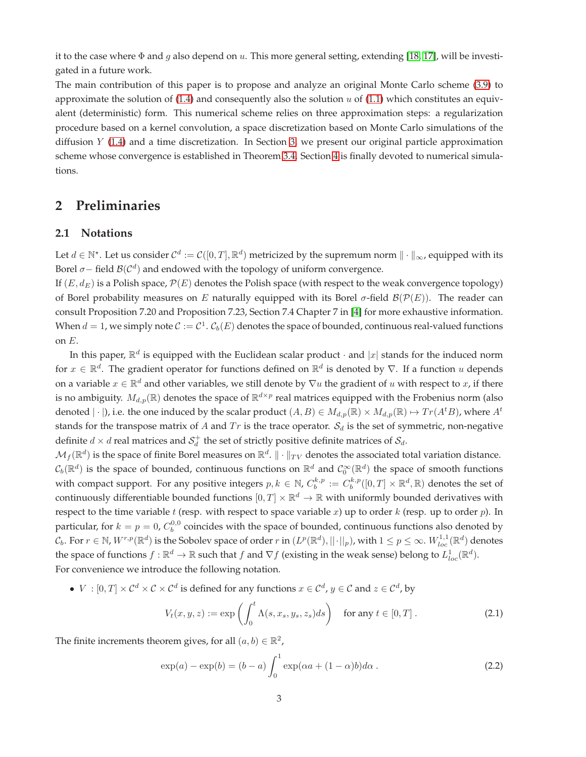it to the case where $\Phi$ and $g$ also depend on $u$. This more general setting, extending [18, 17], will be investigated in a future work.

The main contribution of this paper is to propose and analyze an original Monte Carlo scheme (3.9) to approximate the solution of (1.4) and consequently also the solution $u$ of (1.1) which constitutes an equivalent (deterministic) form. This numerical scheme relies on three approximation steps: a regularization procedure based on a kernel convolution, a space discretization based on Monte Carlo simulations of the diffusion $Y$ (1.4) and a time discretization. In Section 3, we present our original particle approximation scheme whose convergence is established in Theorem 3.4. Section 4 is finally devoted to numerical simulations.

## 2 Preliminaries

### 2.1 Notations

Let $d \in \mathbb{N}^\star$. Let us consider $\mathcal{C}^d := \mathcal{C}([0,T], \mathbb{R}^d)$ metricized by the supremum norm $\|\cdot\|_\infty$, equipped with its Borel $\sigma-$ field $\mathcal{B}(\mathcal{C}^d)$ and endowed with the topology of uniform convergence.

If $(E, d_E)$ is a Polish space, $\mathcal{P}(E)$ denotes the Polish space (with respect to the weak convergence topology) of Borel probability measures on $E$ naturally equipped with its Borel $\sigma$-field $\mathcal{B}(\mathcal{P}(E))$. The reader can consult Proposition 7.20 and Proposition 7.23, Section 7.4 Chapter 7 in [4] for more exhaustive information. When $d = 1$, we simply note $\mathcal{C} := \mathcal{C}^1$. $\mathcal{C}_b(E)$ denotes the space of bounded, continuous real-valued functions on $E$.

In this paper, $\mathbb{R}^d$ is equipped with the Euclidean scalar product $\cdot$ and $|x|$ stands for the induced norm for $x \in \mathbb{R}^d$. The gradient operator for functions defined on $\mathbb{R}^d$ is denoted by $\nabla$. If a function $u$ depends on a variable $x \in \mathbb{R}^d$ and other variables, we still denote by $\nabla u$ the gradient of $u$ with respect to $x$, if there is no ambiguity. $M_{d,p}(\mathbb{R})$ denotes the space of $\mathbb{R}^{d\times p}$ real matrices equipped with the Frobenius norm (also denoted $|\cdot|$), i.e. the one induced by the scalar product $(A, B) \in M_{d,p}(\mathbb{R}) \times M_{d,p}(\mathbb{R}) \mapsto Tr(A^t B)$, where $A^t$ stands for the transpose matrix of $A$ and $Tr$ is the trace operator. $\mathcal{S}_d$ is the set of symmetric, non-negative definite $d \times d$ real matrices and $\mathcal{S}_d^+$ the set of strictly positive definite matrices of $\mathcal{S}_d$.

$\mathcal{M}_f(\mathbb{R}^d)$ is the space of finite Borel measures on $\mathbb{R}^d$. $\|\cdot\|_{TV}$ denotes the associated total variation distance. $\mathcal{C}_b(\mathbb{R}^d)$ is the space of bounded, continuous functions on $\mathbb{R}^d$ and $\mathcal{C}_0^\infty(\mathbb{R}^d)$ the space of smooth functions with compact support. For any positive integers $p, k \in \mathbb{N}$, $C_b^{k,p} := C_b^{k,p}([0,T] \times \mathbb{R}^d, \mathbb{R})$ denotes the set of continuously differentiable bounded functions $[0,T] \times \mathbb{R}^d \to \mathbb{R}$ with uniformly bounded derivatives with respect to the time variable $t$ (resp. with respect to space variable $x$) up to order $k$ (resp. up to order $p$). In particular, for $k = p = 0$, $C_b^{0,0}$ coincides with the space of bounded, continuous functions also denoted by $\mathcal{C}_b$. For $r \in \mathbb{N}$, $W^{r,p}(\mathbb{R}^d)$ is the Sobolev space of order $r$ in $(L^p(\mathbb{R}^d), ||\cdot||_p)$, with $1 \le p \le \infty$. $W^{1,1}_{loc}(\mathbb{R}^d)$ denotes the space of functions $f : \mathbb{R}^d \to \mathbb{R}$ such that $f$ and $\nabla f$ (existing in the weak sense) belong to $L^1_{loc}(\mathbb{R}^d)$.

For convenience we introduce the following notation.

- $V : [0,T] \times \mathcal{C}^d \times \mathcal{C} \times \mathcal{C}^d$ is defined for any functions $x \in \mathcal{C}^d$, $y \in \mathcal{C}$ and $z \in \mathcal{C}^d$, by

$$V_t(x, y, z) := \exp\left(\int_0^t \Lambda(s, x_s, y_s, z_s) ds\right) \quad \text{for any } t \in [0,T]\,. \tag{2.1}$$

The finite increments theorem gives, for all $(a, b) \in \mathbb{R}^2$,

$$\exp(a) - \exp(b) = (b - a) \int_0^1 \exp(\alpha a + (1-\alpha) b) d\alpha\,. \tag{2.2}$$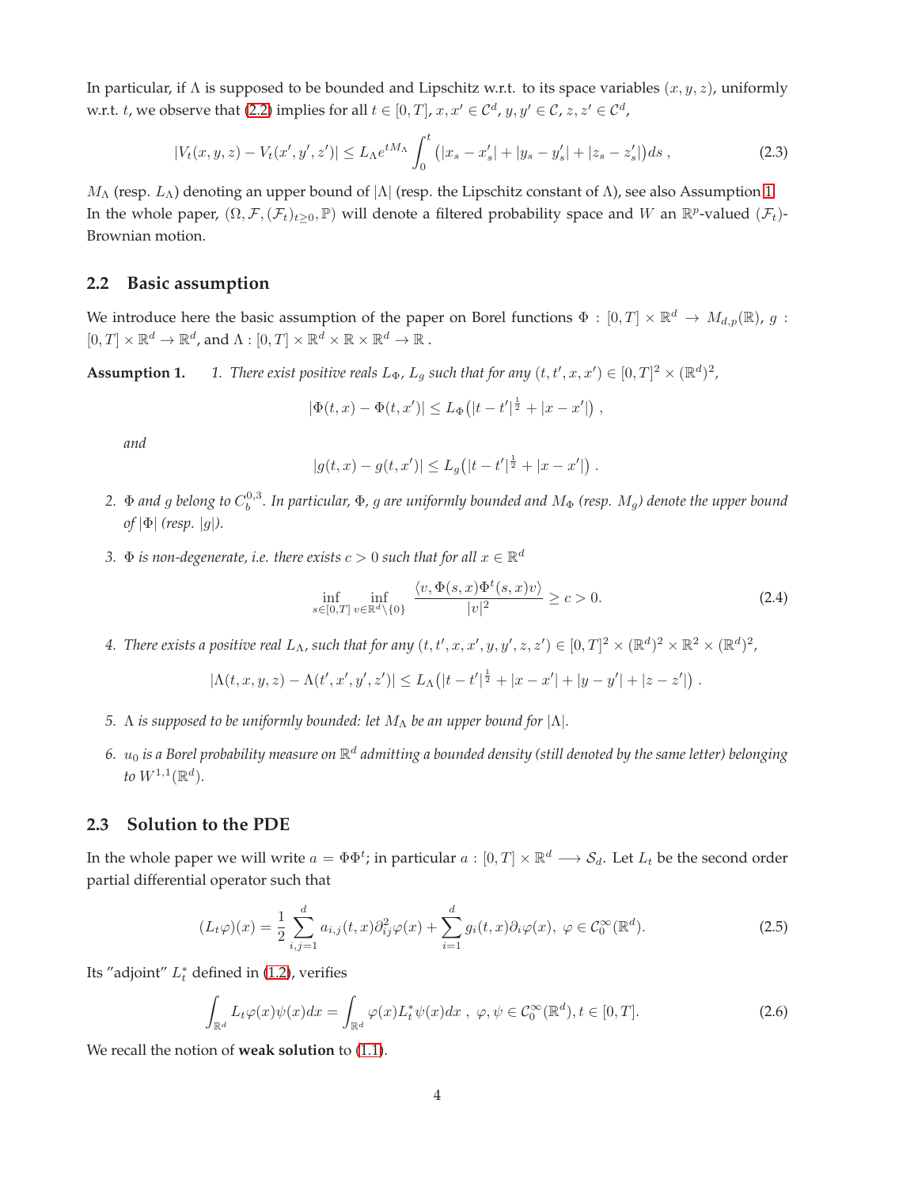In particular, if $\Lambda$ is supposed to be bounded and Lipschitz w.r.t. to its space variables $(x, y, z)$, uniformly w.r.t. $t$, we observe that (2.2) implies for all $t \in [0, T]$, $x, x' \in \mathcal{C}^d$, $y, y' \in \mathcal{C}$, $z, z' \in \mathcal{C}^d$,

$$
|V_t(x, y, z) - V_t(x', y', z')| \leq L_\Lambda e^{tM_\Lambda} \int_0^t \big(|x_s - x'_s| + |y_s - y'_s| + |z_s - z'_s|\big) ds \ , \tag{2.3}
$$

$M_\Lambda$ (resp. $L_\Lambda$) denoting an upper bound of $|\Lambda|$ (resp. the Lipschitz constant of $\Lambda$), see also Assumption 1. In the whole paper, $(\Omega, \mathcal{F}, (\mathcal{F}_t)_{t\geq 0}, \mathbb{P})$ will denote a filtered probability space and $W$ an $\mathbb{R}^p$-valued $(\mathcal{F}_t)$-Brownian motion.

## 2.2 Basic assumption

We introduce here the basic assumption of the paper on Borel functions $\Phi : [0, T] \times \mathbb{R}^d \to M_{d,p}(\mathbb{R})$, $g : [0, T] \times \mathbb{R}^d \to \mathbb{R}^d$, and $\Lambda : [0, T] \times \mathbb{R}^d \times \mathbb{R} \times \mathbb{R}^d \to \mathbb{R}$ .

**Assumption 1.**

1. *There exist positive reals $L_\Phi$, $L_g$ such that for any $(t, t', x, x') \in [0, T]^2 \times (\mathbb{R}^d)^2$,*

$$
|\Phi(t, x) - \Phi(t, x')| \leq L_\Phi\big(|t - t'|^{\frac{1}{2}} + |x - x'|\big) \ ,
$$

*and*

$$
|g(t, x) - g(t, x')| \leq L_g\big(|t - t'|^{\frac{1}{2}} + |x - x'|\big) \ .
$$

2. *$\Phi$ and $g$ belong to $C_b^{0,3}$. In particular, $\Phi$, $g$ are uniformly bounded and $M_\Phi$ (resp. $M_g$) denote the upper bound of $|\Phi|$ (resp. $|g|$).*

3. *$\Phi$ is non-degenerate, i.e. there exists $c > 0$ such that for all $x \in \mathbb{R}^d$*

$$
\inf_{s\in[0,T]} \inf_{v\in\mathbb{R}^d\setminus\{0\}} \frac{\langle v, \Phi(s, x)\Phi^t(s, x)v\rangle}{|v|^2} \geq c > 0. \tag{2.4}
$$

4. *There exists a positive real $L_\Lambda$, such that for any $(t, t', x, x', y, y', z, z') \in [0, T]^2 \times (\mathbb{R}^d)^2 \times \mathbb{R}^2 \times (\mathbb{R}^d)^2$,*

$$
|\Lambda(t, x, y, z) - \Lambda(t', x', y', z')| \leq L_\Lambda\big(|t - t'|^{\frac{1}{2}} + |x - x'| + |y - y'| + |z - z'|\big) \ .
$$

5. *$\Lambda$ is supposed to be uniformly bounded: let $M_\Lambda$ be an upper bound for $|\Lambda|$.*

6. *$u_0$ is a Borel probability measure on $\mathbb{R}^d$ admitting a bounded density (still denoted by the same letter) belonging to $W^{1,1}(\mathbb{R}^d)$.*

## 2.3 Solution to the PDE

In the whole paper we will write $a = \Phi\Phi^t$; in particular $a : [0, T] \times \mathbb{R}^d \longrightarrow \mathcal{S}_d$. Let $L_t$ be the second order partial differential operator such that

$$
(L_t\varphi)(x) = \frac{1}{2}\sum_{i,j=1}^{d} a_{i,j}(t, x)\partial^2_{ij}\varphi(x) + \sum_{i=1}^{d} g_i(t, x)\partial_i\varphi(x), \ \varphi \in \mathcal{C}_0^\infty(\mathbb{R}^d). \tag{2.5}
$$

Its "adjoint" $L_t^*$ defined in (1.2), verifies

$$
\int_{\mathbb{R}^d} L_t\varphi(x)\psi(x)dx = \int_{\mathbb{R}^d} \varphi(x)L_t^*\psi(x)dx \ , \ \varphi, \psi \in \mathcal{C}_0^\infty(\mathbb{R}^d), t \in [0, T]. \tag{2.6}
$$

We recall the notion of **weak solution** to (1.1).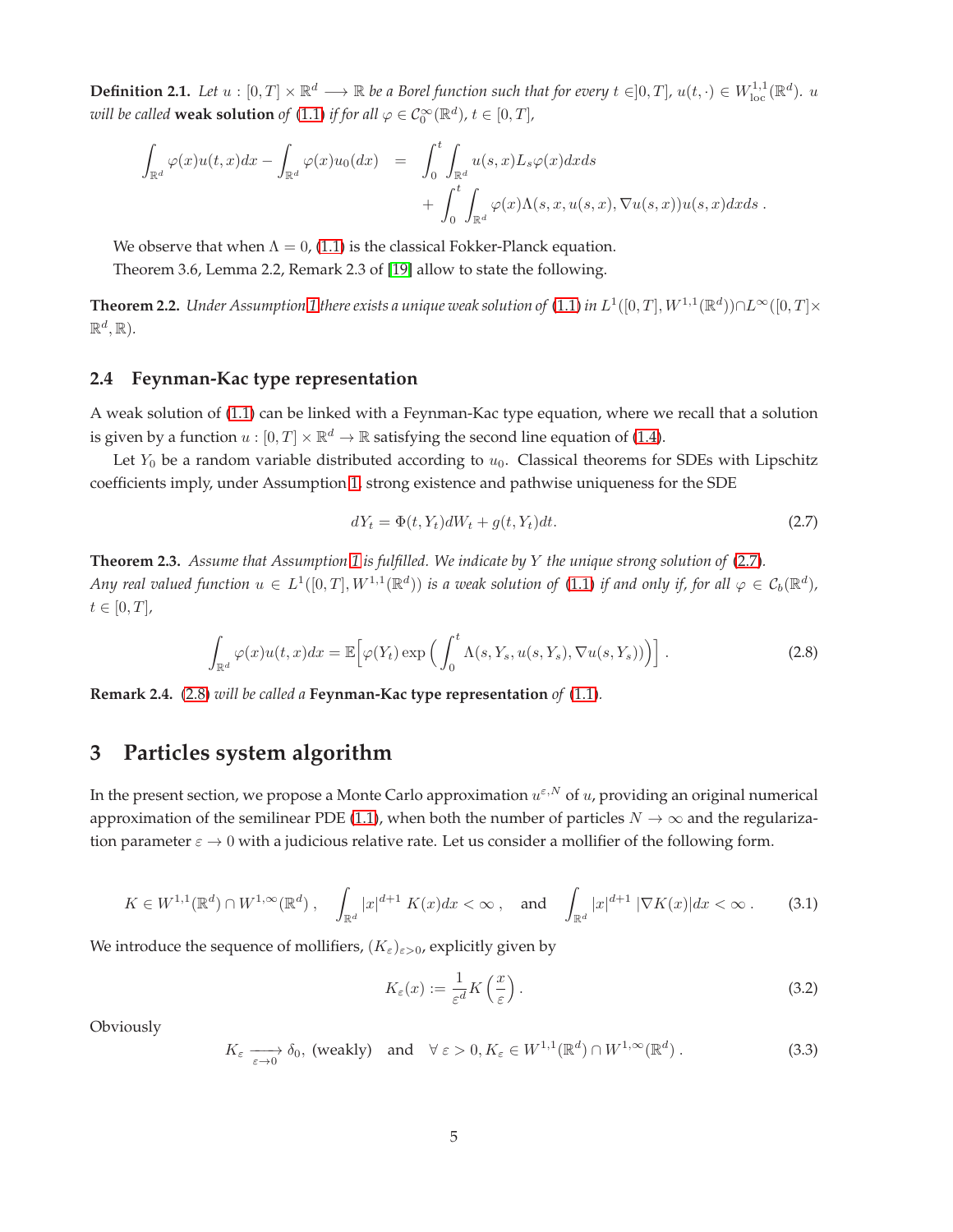**Definition 2.1.** *Let $u : [0,T] \times \mathbb{R}^d \longrightarrow \mathbb{R}$ be a Borel function such that for every $t \in ]0,T]$, $u(t,\cdot) \in W^{1,1}_{\mathrm{loc}}(\mathbb{R}^d)$. $u$ will be called* **weak solution** *of (1.1) if for all $\varphi \in \mathcal{C}_0^\infty(\mathbb{R}^d)$, $t \in [0,T]$,*

$$
\begin{aligned}
\int_{\mathbb{R}^d} \varphi(x) u(t,x) dx - \int_{\mathbb{R}^d} \varphi(x) u_0(dx) &= \int_0^t \int_{\mathbb{R}^d} u(s,x) L_s \varphi(x) dx ds \\
&\quad + \int_0^t \int_{\mathbb{R}^d} \varphi(x) \Lambda(s,x,u(s,x),\nabla u(s,x)) u(s,x) dx ds \, .
\end{aligned}
$$

We observe that when $\Lambda = 0$, (1.1) is the classical Fokker-Planck equation.

Theorem 3.6, Lemma 2.2, Remark 2.3 of [19] allow to state the following.

**Theorem 2.2.** *Under Assumption 1 there exists a unique weak solution of (1.1) in $L^1([0,T], W^{1,1}(\mathbb{R}^d)) \cap L^\infty([0,T] \times \mathbb{R}^d, \mathbb{R})$.*

## 2.4 Feynman-Kac type representation

A weak solution of (1.1) can be linked with a Feynman-Kac type equation, where we recall that a solution is given by a function $u : [0,T] \times \mathbb{R}^d \to \mathbb{R}$ satisfying the second line equation of (1.4).

Let $Y_0$ be a random variable distributed according to $u_0$. Classical theorems for SDEs with Lipschitz coefficients imply, under Assumption 1, strong existence and pathwise uniqueness for the SDE

$$
dY_t = \Phi(t, Y_t) dW_t + g(t, Y_t) dt. \tag{2.7}
$$

**Theorem 2.3.** *Assume that Assumption 1 is fulfilled. We indicate by $Y$ the unique strong solution of (2.7). Any real valued function $u \in L^1([0,T], W^{1,1}(\mathbb{R}^d))$ is a weak solution of (1.1) if and only if, for all $\varphi \in \mathcal{C}_b(\mathbb{R}^d)$, $t \in [0,T]$,*

$$
\int_{\mathbb{R}^d} \varphi(x) u(t,x) dx = \mathbb{E}\Big[ \varphi(Y_t) \exp\Big( \int_0^t \Lambda(s, Y_s, u(s,Y_s), \nabla u(s,Y_s)) \Big) \Big] \, . \tag{2.8}
$$

**Remark 2.4.** *(2.8) will be called a* **Feynman-Kac type representation** *of (1.1).*

# 3 Particles system algorithm

In the present section, we propose a Monte Carlo approximation $u^{\varepsilon,N}$ of $u$, providing an original numerical approximation of the semilinear PDE (1.1), when both the number of particles $N \to \infty$ and the regularization parameter $\varepsilon \to 0$ with a judicious relative rate. Let us consider a mollifier of the following form.

$$
K \in W^{1,1}(\mathbb{R}^d) \cap W^{1,\infty}(\mathbb{R}^d) \, , \quad \int_{\mathbb{R}^d} |x|^{d+1} \, K(x) dx < \infty \, , \quad \text{and} \quad \int_{\mathbb{R}^d} |x|^{d+1} \, |\nabla K(x)| dx < \infty \, . \tag{3.1}
$$

We introduce the sequence of mollifiers, $(K_\varepsilon)_{\varepsilon > 0}$, explicitly given by

$$
K_\varepsilon(x) := \frac{1}{\varepsilon^d} K\left(\frac{x}{\varepsilon}\right). \tag{3.2}
$$

Obviously

$$
K_\varepsilon \xrightarrow[\varepsilon \to 0]{} \delta_0, \text{ (weakly)} \quad \text{and} \quad \forall \, \varepsilon > 0, K_\varepsilon \in W^{1,1}(\mathbb{R}^d) \cap W^{1,\infty}(\mathbb{R}^d) \, . \tag{3.3}
$$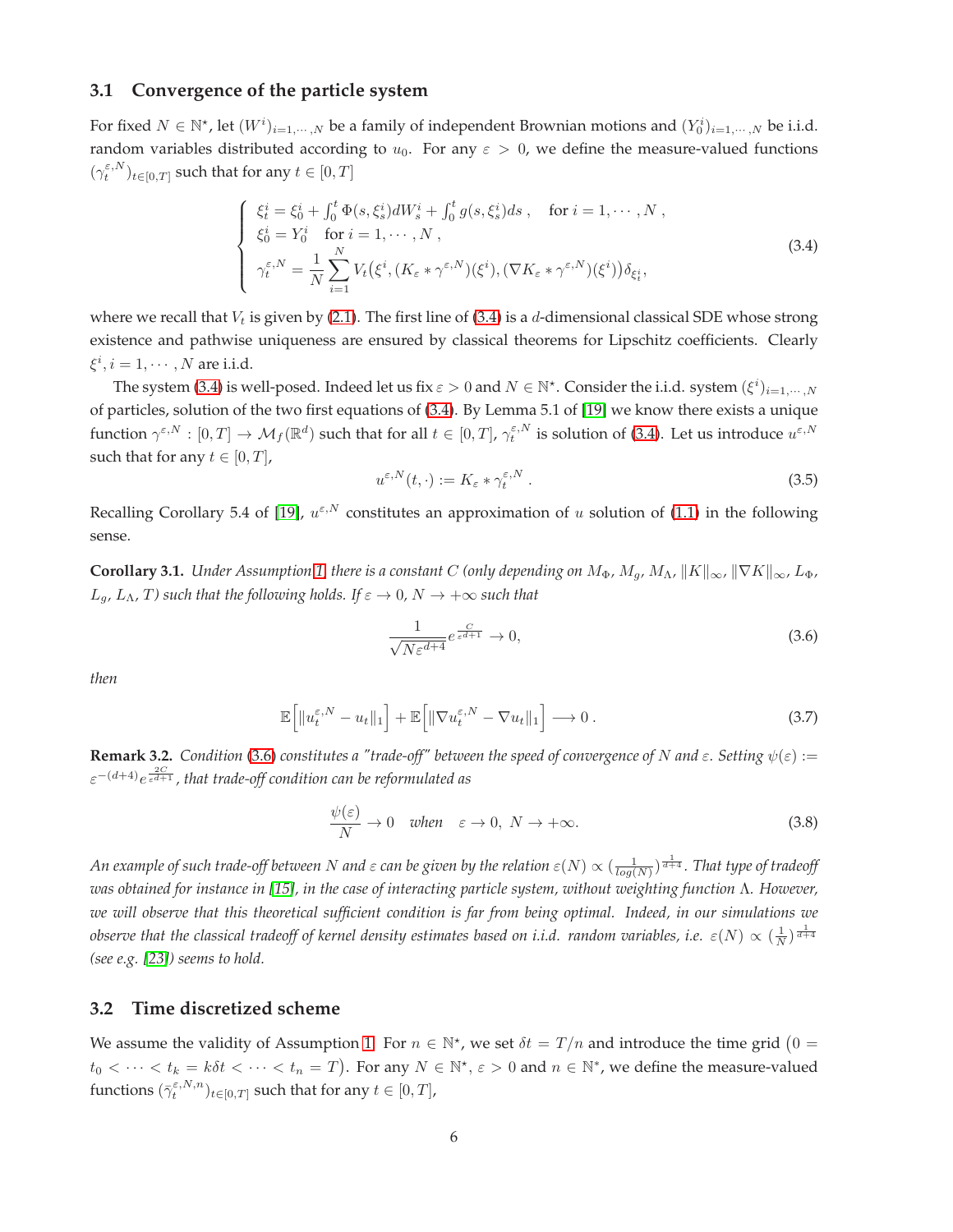### 3.1 Convergence of the particle system

For fixed $N \in \mathbb{N}^\star$, let $(W^i)_{i=1,\cdots,N}$ be a family of independent Brownian motions and $(Y_0^i)_{i=1,\cdots,N}$ be i.i.d. random variables distributed according to $u_0$. For any $\varepsilon > 0$, we define the measure-valued functions $(\gamma_t^{\varepsilon,N})_{t\in[0,T]}$ such that for any $t \in [0,T]$

$$
\begin{cases}
\xi_t^i = \xi_0^i + \int_0^t \Phi(s,\xi_s^i)dW_s^i + \int_0^t g(s,\xi_s^i)ds\ , \quad \text{for } i = 1,\cdots,N\ , \\
\xi_0^i = Y_0^i \quad \text{for } i = 1,\cdots,N\ , \\
\gamma_t^{\varepsilon,N} = \dfrac{1}{N}\displaystyle\sum_{i=1}^{N} V_t\big(\xi^i, (K_\varepsilon * \gamma^{\varepsilon,N})(\xi^i), (\nabla K_\varepsilon * \gamma^{\varepsilon,N})(\xi^i)\big)\delta_{\xi_t^i},
\end{cases}
\tag{3.4}
$$

where we recall that $V_t$ is given by (2.1). The first line of (3.4) is a $d$-dimensional classical SDE whose strong existence and pathwise uniqueness are ensured by classical theorems for Lipschitz coefficients. Clearly $\xi^i, i = 1,\cdots,N$ are i.i.d.

The system (3.4) is well-posed. Indeed let us fix $\varepsilon > 0$ and $N \in \mathbb{N}^\star$. Consider the i.i.d. system $(\xi^i)_{i=1,\cdots,N}$ of particles, solution of the two first equations of (3.4). By Lemma 5.1 of [19] we know there exists a unique function $\gamma^{\varepsilon,N} : [0,T] \to \mathcal{M}_f(\mathbb{R}^d)$ such that for all $t \in [0,T]$, $\gamma_t^{\varepsilon,N}$ is solution of (3.4). Let us introduce $u^{\varepsilon,N}$ such that for any $t \in [0,T]$,

$$
u^{\varepsilon,N}(t,\cdot) := K_\varepsilon * \gamma_t^{\varepsilon,N}\ . \tag{3.5}
$$

Recalling Corollary 5.4 of [19], $u^{\varepsilon,N}$ constitutes an approximation of $u$ solution of (1.1) in the following sense.

**Corollary 3.1.** *Under Assumption 1, there is a constant $C$ (only depending on $M_\Phi$, $M_g$, $M_\Lambda$, $\|K\|_\infty$, $\|\nabla K\|_\infty$, $L_\Phi$, $L_g$, $L_\Lambda$, $T$) such that the following holds. If $\varepsilon \to 0$, $N \to +\infty$ such that*

$$
\frac{1}{\sqrt{N\varepsilon^{d+4}}} e^{\frac{C}{\varepsilon^{d+1}}} \to 0, \tag{3.6}
$$

*then*

$$
\mathbb{E}\Big[\|u_t^{\varepsilon,N} - u_t\|_1\Big] + \mathbb{E}\Big[\|\nabla u_t^{\varepsilon,N} - \nabla u_t\|_1\Big] \longrightarrow 0\ . \tag{3.7}
$$

**Remark 3.2.** *Condition (3.6) constitutes a "trade-off" between the speed of convergence of $N$ and $\varepsilon$. Setting $\psi(\varepsilon) := \varepsilon^{-(d+4)} e^{\frac{2C}{\varepsilon^{d+1}}}$, that trade-off condition can be reformulated as*

$$
\frac{\psi(\varepsilon)}{N} \to 0 \quad \text{when} \quad \varepsilon \to 0,\ N \to +\infty. \tag{3.8}
$$

*An example of such trade-off between $N$ and $\varepsilon$ can be given by the relation $\varepsilon(N) \propto (\frac{1}{log(N)})^{\frac{1}{d+4}}$. That type of tradeoff was obtained for instance in [15], in the case of interacting particle system, without weighting function $\Lambda$. However, we will observe that this theoretical sufficient condition is far from being optimal. Indeed, in our simulations we observe that the classical tradeoff of kernel density estimates based on i.i.d. random variables, i.e. $\varepsilon(N) \propto (\frac{1}{N})^{\frac{1}{d+4}}$ (see e.g. [23]) seems to hold.*

### 3.2 Time discretized scheme

We assume the validity of Assumption 1. For $n \in \mathbb{N}^\star$, we set $\delta t = T/n$ and introduce the time grid $(0 = t_0 < \cdots < t_k = k\delta t < \cdots < t_n = T)$. For any $N \in \mathbb{N}^\star$, $\varepsilon > 0$ and $n \in \mathbb{N}^\star$, we define the measure-valued functions $(\bar{\gamma}_t^{\varepsilon,N,n})_{t\in[0,T]}$ such that for any $t \in [0,T]$,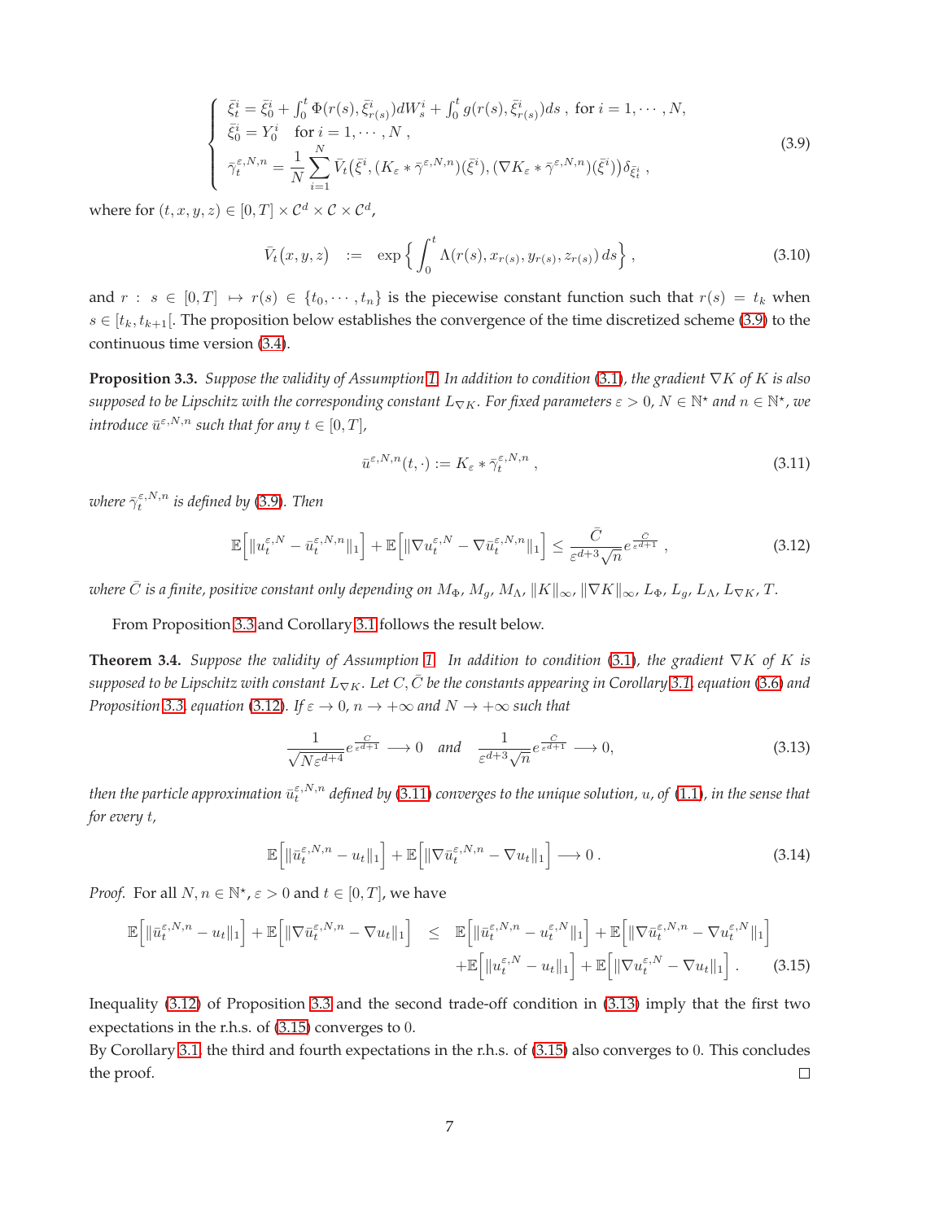$$
\left\{
\begin{array}{l}
\bar{\xi}^i_t = \bar{\xi}^i_0 + \int_0^t \Phi(r(s), \bar{\xi}^i_{r(s)}) dW^i_s + \int_0^t g(r(s), \bar{\xi}^i_{r(s)}) ds \ , \text{ for } i = 1, \cdots, N, \\
\bar{\xi}^i_0 = Y^i_0 \quad \text{for } i = 1, \cdots, N \ , \\
\bar{\gamma}^{\varepsilon,N,n}_t = \frac{1}{N} \sum_{i=1}^N \bar{V}_t(\bar{\xi}^i, (K_\varepsilon * \bar{\gamma}^{\varepsilon,N,n})(\bar{\xi}^i), (\nabla K_\varepsilon * \bar{\gamma}^{\varepsilon,N,n})(\bar{\xi}^i)) \delta_{\bar{\xi}^i_t} \ ,
\end{array}
\right.
\tag{3.9}
$$

where for $(t, x, y, z) \in [0, T] \times \mathcal{C}^d \times \mathcal{C} \times \mathcal{C}^d$,

$$
\bar{V}_t(x, y, z) \quad := \quad \exp\left\{ \int_0^t \Lambda(r(s), x_{r(s)}, y_{r(s)}, z_{r(s)}) \, ds \right\} , \tag{3.10}
$$

and $r : s \in [0, T] \mapsto r(s) \in \{t_0, \cdots, t_n\}$ is the piecewise constant function such that $r(s) = t_k$ when $s \in [t_k, t_{k+1}[$. The proposition below establishes the convergence of the time discretized scheme (3.9) to the continuous time version (3.4).

**Proposition 3.3.** *Suppose the validity of Assumption 1. In addition to condition (3.1), the gradient $\nabla K$ of $K$ is also supposed to be Lipschitz with the corresponding constant $L_{\nabla K}$. For fixed parameters $\varepsilon > 0$, $N \in \mathbb{N}^\star$ and $n \in \mathbb{N}^\star$, we introduce $\bar{u}^{\varepsilon,N,n}$ such that for any $t \in [0, T]$,*

$$
\bar{u}^{\varepsilon,N,n}(t, \cdot) := K_\varepsilon * \bar{\gamma}^{\varepsilon,N,n}_t \ , \tag{3.11}
$$

*where $\bar{\gamma}^{\varepsilon,N,n}_t$ is defined by (3.9). Then*

$$
\mathbb{E}\Big[\|u^{\varepsilon,N}_t - \bar{u}^{\varepsilon,N,n}_t\|_1\Big] + \mathbb{E}\Big[\|\nabla u^{\varepsilon,N}_t - \nabla \bar{u}^{\varepsilon,N,n}_t\|_1\Big] \leq \frac{\bar{C}}{\varepsilon^{d+3}\sqrt{n}} e^{\frac{\bar{C}}{\varepsilon^{d+1}}} \ , \tag{3.12}
$$

*where $\bar{C}$ is a finite, positive constant only depending on $M_\Phi$, $M_g$, $M_\Lambda$, $\|K\|_\infty$, $\|\nabla K\|_\infty$, $L_\Phi$, $L_g$, $L_\Lambda$, $L_{\nabla K}$, $T$.*

From Proposition 3.3 and Corollary 3.1 follows the result below.

**Theorem 3.4.** *Suppose the validity of Assumption 1. In addition to condition (3.1), the gradient $\nabla K$ of $K$ is supposed to be Lipschitz with constant $L_{\nabla K}$. Let $C, \bar{C}$ be the constants appearing in Corollary 3.1, equation (3.6) and Proposition 3.3, equation (3.12). If $\varepsilon \to 0$, $n \to +\infty$ and $N \to +\infty$ such that*

$$
\frac{1}{\sqrt{N\varepsilon^{d+4}}} e^{\frac{C}{\varepsilon^{d+1}}} \longrightarrow 0 \quad \text{and} \quad \frac{1}{\varepsilon^{d+3}\sqrt{n}} e^{\frac{\bar{C}}{\varepsilon^{d+1}}} \longrightarrow 0, \tag{3.13}
$$

*then the particle approximation $\bar{u}^{\varepsilon,N,n}_t$ defined by (3.11) converges to the unique solution, $u$, of (1.1), in the sense that for every $t$,*

$$
\mathbb{E}\Big[\|\bar{u}^{\varepsilon,N,n}_t - u_t\|_1\Big] + \mathbb{E}\Big[\|\nabla \bar{u}^{\varepsilon,N,n}_t - \nabla u_t\|_1\Big] \longrightarrow 0 \ . \tag{3.14}
$$

*Proof.* For all $N, n \in \mathbb{N}^\star$, $\varepsilon > 0$ and $t \in [0, T]$, we have

$$
\begin{aligned}
\mathbb{E}\Big[\|\bar{u}^{\varepsilon,N,n}_t - u_t\|_1\Big] + \mathbb{E}\Big[\|\nabla \bar{u}^{\varepsilon,N,n}_t - \nabla u_t\|_1\Big] \quad \leq \quad & \mathbb{E}\Big[\|\bar{u}^{\varepsilon,N,n}_t - u^{\varepsilon,N}_t\|_1\Big] + \mathbb{E}\Big[\|\nabla \bar{u}^{\varepsilon,N,n}_t - \nabla u^{\varepsilon,N}_t\|_1\Big] \\
& + \mathbb{E}\Big[\|u^{\varepsilon,N}_t - u_t\|_1\Big] + \mathbb{E}\Big[\|\nabla u^{\varepsilon,N}_t - \nabla u_t\|_1\Big] \ .
\end{aligned}
\tag{3.15}
$$

Inequality (3.12) of Proposition 3.3 and the second trade-off condition in (3.13) imply that the first two expectations in the r.h.s. of (3.15) converges to 0.
By Corollary 3.1, the third and fourth expectations in the r.h.s. of (3.15) also converges to 0. This concludes the proof. $\square$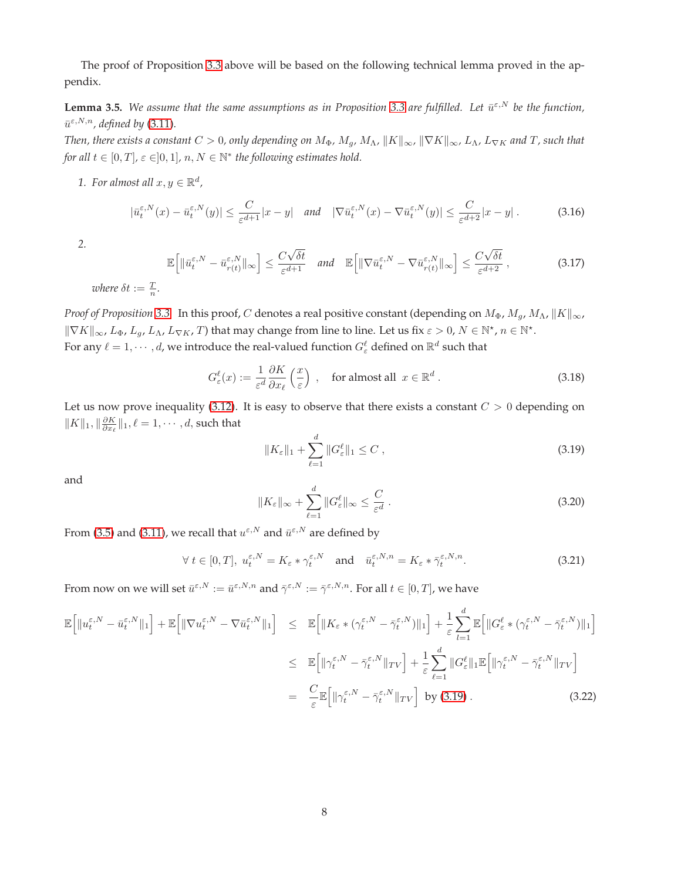The proof of Proposition 3.3 above will be based on the following technical lemma proved in the appendix.

**Lemma 3.5.** *We assume that the same assumptions as in Proposition 3.3 are fulfilled. Let $\bar{u}^{\varepsilon,N}$ be the function, $\bar{u}^{\varepsilon,N,n}$, defined by (3.11).*
*Then, there exists a constant $C > 0$, only depending on $M_\Phi$, $M_g$, $M_\Lambda$, $\|K\|_\infty$, $\|\nabla K\|_\infty$, $L_\Lambda$, $L_{\nabla K}$ and $T$, such that for all $t \in [0,T]$, $\varepsilon \in ]0,1]$, $n, N \in \mathbb{N}^*$ the following estimates hold.*

1. *For almost all $x, y \in \mathbb{R}^d$,*

$$|\bar{u}_t^{\varepsilon,N}(x) - \bar{u}_t^{\varepsilon,N}(y)| \leq \frac{C}{\varepsilon^{d+1}}|x-y| \quad \text{and} \quad |\nabla \bar{u}_t^{\varepsilon,N}(x) - \nabla \bar{u}_t^{\varepsilon,N}(y)| \leq \frac{C}{\varepsilon^{d+2}}|x-y| \, . \tag{3.16}$$

2. 

$$\mathbb{E}\Big[\|\bar{u}_t^{\varepsilon,N} - \bar{u}_{r(t)}^{\varepsilon,N}\|_\infty\Big] \leq \frac{C\sqrt{\delta t}}{\varepsilon^{d+1}} \quad \text{and} \quad \mathbb{E}\Big[\|\nabla \bar{u}_t^{\varepsilon,N} - \nabla \bar{u}_{r(t)}^{\varepsilon,N}\|_\infty\Big] \leq \frac{C\sqrt{\delta t}}{\varepsilon^{d+2}} \, , \tag{3.17}$$

*where $\delta t := \frac{T}{n}$.*

*Proof of Proposition 3.3.* In this proof, $C$ denotes a real positive constant (depending on $M_\Phi$, $M_g$, $M_\Lambda$, $\|K\|_\infty$, $\|\nabla K\|_\infty$, $L_\Phi$, $L_g$, $L_\Lambda$, $L_{\nabla K}$, $T$) that may change from line to line. Let us fix $\varepsilon > 0$, $N \in \mathbb{N}^\star$, $n \in \mathbb{N}^\star$.
For any $\ell = 1, \cdots, d$, we introduce the real-valued function $G_\varepsilon^\ell$ defined on $\mathbb{R}^d$ such that

$$G_\varepsilon^\ell(x) := \frac{1}{\varepsilon^d}\frac{\partial K}{\partial x_\ell}\left(\frac{x}{\varepsilon}\right) \, , \quad \text{for almost all } \; x \in \mathbb{R}^d \, . \tag{3.18}$$

Let us now prove inequality (3.12). It is easy to observe that there exists a constant $C > 0$ depending on $\|K\|_1, \|\frac{\partial K}{\partial x_\ell}\|_1, \ell = 1, \cdots, d$, such that

$$\|K_\varepsilon\|_1 + \sum_{\ell=1}^d \|G_\varepsilon^\ell\|_1 \leq C \, , \tag{3.19}$$

and

$$\|K_\varepsilon\|_\infty + \sum_{\ell=1}^d \|G_\varepsilon^\ell\|_\infty \leq \frac{C}{\varepsilon^d} \, . \tag{3.20}$$

From (3.5) and (3.11), we recall that $u^{\varepsilon,N}$ and $\bar{u}^{\varepsilon,N}$ are defined by

$$\forall \; t \in [0,T], \; u_t^{\varepsilon,N} = K_\varepsilon * \gamma_t^{\varepsilon,N} \quad \text{and} \quad \bar{u}_t^{\varepsilon,N,n} = K_\varepsilon * \bar{\gamma}_t^{\varepsilon,N,n}. \tag{3.21}$$

From now on we will set $\bar{u}^{\varepsilon,N} := \bar{u}^{\varepsilon,N,n}$ and $\bar{\gamma}^{\varepsilon,N} := \bar{\gamma}^{\varepsilon,N,n}$. For all $t \in [0,T]$, we have

$$\begin{aligned}
\mathbb{E}\Big[\|u_t^{\varepsilon,N} - \bar{u}_t^{\varepsilon,N}\|_1\Big] + \mathbb{E}\Big[\|\nabla u_t^{\varepsilon,N} - \nabla \bar{u}_t^{\varepsilon,N}\|_1\Big] &\leq \mathbb{E}\Big[\|K_\varepsilon * (\gamma_t^{\varepsilon,N} - \bar{\gamma}_t^{\varepsilon,N})\|_1\Big] + \frac{1}{\varepsilon}\sum_{l=1}^d \mathbb{E}\Big[\|G_\varepsilon^\ell * (\gamma_t^{\varepsilon,N} - \bar{\gamma}_t^{\varepsilon,N})\|_1\Big] \\
&\leq \mathbb{E}\Big[\|\gamma_t^{\varepsilon,N} - \bar{\gamma}_t^{\varepsilon,N}\|_{TV}\Big] + \frac{1}{\varepsilon}\sum_{\ell=1}^d \|G_\varepsilon^\ell\|_1 \mathbb{E}\Big[\|\gamma_t^{\varepsilon,N} - \bar{\gamma}_t^{\varepsilon,N}\|_{TV}\Big] \\
&= \frac{C}{\varepsilon}\mathbb{E}\Big[\|\gamma_t^{\varepsilon,N} - \bar{\gamma}_t^{\varepsilon,N}\|_{TV}\Big] \;\; \text{by (3.19)} \, .
\end{aligned} \tag{3.22}$$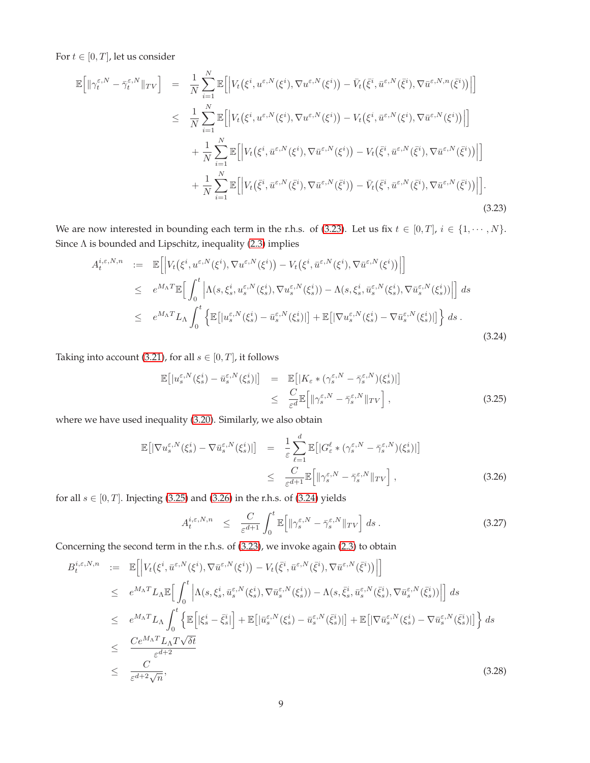For $t \in [0,T]$, let us consider

$$
\begin{aligned}
\mathbb{E}\Big[\|\gamma_t^{\varepsilon,N} - \bar\gamma_t^{\varepsilon,N}\|_{TV}\Big] &= \frac{1}{N}\sum_{i=1}^N \mathbb{E}\Big[\Big|V_t\big(\xi^i, u^{\varepsilon,N}(\xi^i), \nabla u^{\varepsilon,N}(\xi^i)\big) - \bar V_t\big(\bar\xi^i, \bar u^{\varepsilon,N}(\bar\xi^i), \nabla \bar u^{\varepsilon,N,n}(\bar\xi^i)\big)\Big|\Big] \\
&\le \frac{1}{N}\sum_{i=1}^N \mathbb{E}\Big[\Big|V_t\big(\xi^i, u^{\varepsilon,N}(\xi^i), \nabla u^{\varepsilon,N}(\xi^i)\big) - V_t\big(\xi^i, \bar u^{\varepsilon,N}(\xi^i), \nabla \bar u^{\varepsilon,N}(\xi^i)\big)\Big|\Big] \\
&\quad + \frac{1}{N}\sum_{i=1}^N \mathbb{E}\Big[\Big|V_t\big(\xi^i, \bar u^{\varepsilon,N}(\xi^i), \nabla \bar u^{\varepsilon,N}(\xi^i)\big) - V_t\big(\bar\xi^i, \bar u^{\varepsilon,N}(\bar\xi^i), \nabla \bar u^{\varepsilon,N}(\bar\xi^i)\big)\Big|\Big] \\
&\quad + \frac{1}{N}\sum_{i=1}^N \mathbb{E}\Big[\Big|V_t\big(\bar\xi^i, \bar u^{\varepsilon,N}(\bar\xi^i), \nabla \bar u^{\varepsilon,N}(\bar\xi^i)\big) - \bar V_t\big(\bar\xi^i, \bar u^{\varepsilon,N}(\bar\xi^i), \nabla \bar u^{\varepsilon,N}(\bar\xi^i)\big)\Big|\Big].
\end{aligned}
\tag{3.23}
$$

We are now interested in bounding each term in the r.h.s. of (3.23). Let us fix $t \in [0,T]$, $i \in \{1, \cdots, N\}$. Since $\Lambda$ is bounded and Lipschitz, inequality (2.3) implies

$$
\begin{aligned}
A_t^{i,\varepsilon,N,n} &:= \mathbb{E}\Big[\Big|V_t\big(\xi^i, u^{\varepsilon,N}(\xi^i), \nabla u^{\varepsilon,N}(\xi^i)\big) - V_t\big(\xi^i, \bar u^{\varepsilon,N}(\xi^i), \nabla \bar u^{\varepsilon,N}(\xi^i)\big)\Big|\Big] \\
&\le e^{M_\Lambda T}\mathbb{E}\Big[\int_0^t \Big|\Lambda(s, \xi_s^i, u_s^{\varepsilon,N}(\xi_s^i), \nabla u_s^{\varepsilon,N}(\xi_s^i)) - \Lambda(s, \xi_s^i, \bar u_s^{\varepsilon,N}(\xi_s^i), \nabla \bar u_s^{\varepsilon,N}(\xi_s^i))\Big|\Big]\, ds \\
&\le e^{M_\Lambda T} L_\Lambda \int_0^t \Big\{\mathbb{E}\big[|u_s^{\varepsilon,N}(\xi_s^i) - \bar u_s^{\varepsilon,N}(\xi_s^i)|\big] + \mathbb{E}\big[|\nabla u_s^{\varepsilon,N}(\xi_s^i) - \nabla \bar u_s^{\varepsilon,N}(\xi_s^i)|\big]\Big\}\, ds\,.
\end{aligned}
\tag{3.24}
$$

Taking into account (3.21), for all $s \in [0,T]$, it follows

$$
\begin{aligned}
\mathbb{E}\big[|u_s^{\varepsilon,N}(\xi_s^i) - \bar u_s^{\varepsilon,N}(\xi_s^i)|\big] &= \mathbb{E}\big[|K_\varepsilon * (\gamma_s^{\varepsilon,N} - \bar\gamma_s^{\varepsilon,N})(\xi_s^i)|\big] \\
&\le \frac{C}{\varepsilon^d}\mathbb{E}\Big[\|\gamma_s^{\varepsilon,N} - \bar\gamma_s^{\varepsilon,N}\|_{TV}\Big]\,,
\end{aligned}
\tag{3.25}
$$

where we have used inequality (3.20). Similarly, we also obtain

$$
\begin{aligned}
\mathbb{E}\big[|\nabla u_s^{\varepsilon,N}(\xi_s^i) - \nabla \bar u_s^{\varepsilon,N}(\xi_s^i)|\big] &= \frac{1}{\varepsilon}\sum_{\ell=1}^d \mathbb{E}\big[|G_\varepsilon^\ell * (\gamma_s^{\varepsilon,N} - \bar\gamma_s^{\varepsilon,N})(\xi_s^i)|\big] \\
&\le \frac{C}{\varepsilon^{d+1}}\mathbb{E}\Big[\|\gamma_s^{\varepsilon,N} - \bar\gamma_s^{\varepsilon,N}\|_{TV}\Big]\,,
\end{aligned}
\tag{3.26}
$$

for all $s \in [0,T]$. Injecting (3.25) and (3.26) in the r.h.s. of (3.24) yields

$$
A_t^{i,\varepsilon,N,n} \le \frac{C}{\varepsilon^{d+1}}\int_0^t \mathbb{E}\Big[\|\gamma_s^{\varepsilon,N} - \bar\gamma_s^{\varepsilon,N}\|_{TV}\Big]\, ds\,.
\tag{3.27}
$$

Concerning the second term in the r.h.s. of (3.23), we invoke again (2.3) to obtain

$$
\begin{aligned}
B_t^{i,\varepsilon,N,n} &:= \mathbb{E}\Big[\Big|V_t\big(\xi^i, \bar u^{\varepsilon,N}(\xi^i), \nabla \bar u^{\varepsilon,N}(\xi^i)\big) - V_t\big(\bar\xi^i, \bar u^{\varepsilon,N}(\bar\xi^i), \nabla \bar u^{\varepsilon,N}(\bar\xi^i)\big)\Big|\Big] \\
&\le e^{M_\Lambda T} L_\Lambda \mathbb{E}\Big[\int_0^t \Big|\Lambda(s, \xi_s^i, \bar u_s^{\varepsilon,N}(\xi_s^i), \nabla \bar u_s^{\varepsilon,N}(\xi_s^i)) - \Lambda(s, \bar\xi_s^i, \bar u_s^{\varepsilon,N}(\bar\xi_s^i), \nabla \bar u_s^{\varepsilon,N}(\bar\xi_s^i))\Big|\Big]\, ds \\
&\le e^{M_\Lambda T} L_\Lambda \int_0^t \Big\{\mathbb{E}\Big[|\xi_s^i - \bar\xi_s^i|\Big] + \mathbb{E}\big[|\bar u_s^{\varepsilon,N}(\xi_s^i) - \bar u_s^{\varepsilon,N}(\bar\xi_s^i)|\big] + \mathbb{E}\big[|\nabla \bar u_s^{\varepsilon,N}(\xi_s^i) - \nabla \bar u_s^{\varepsilon,N}(\bar\xi_s^i)|\big]\Big\}\, ds \\
&\le \frac{C e^{M_\Lambda T} L_\Lambda T\sqrt{\delta t}}{\varepsilon^{d+2}} \\
&\le \frac{C}{\varepsilon^{d+2}\sqrt{n}},
\end{aligned}
\tag{3.28}
$$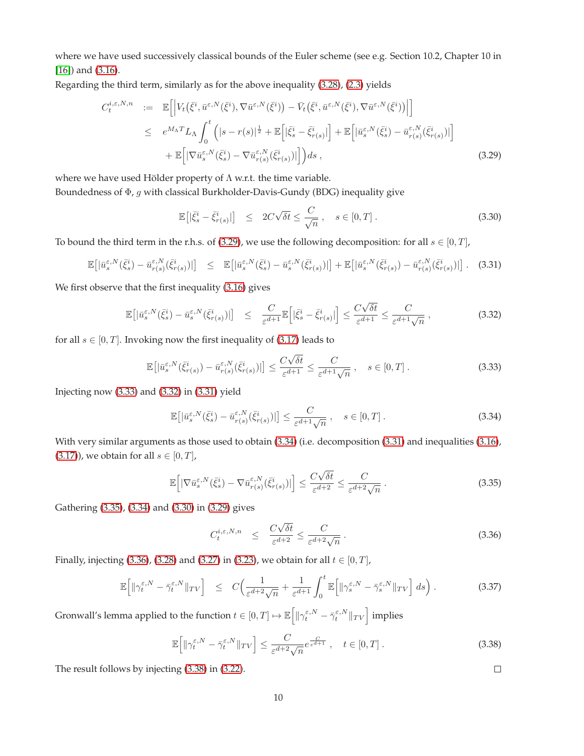where we have used successively classical bounds of the Euler scheme (see e.g. Section 10.2, Chapter 10 in [16]) and (3.16).

Regarding the third term, similarly as for the above inequality (3.28), (2.3) yields

$$
\begin{aligned}
C_t^{i,\varepsilon,N,n} &:= \mathbb{E}\Big[\Big|V_t\big(\bar{\xi}^i, \bar{u}^{\varepsilon,N}(\bar{\xi}^i), \nabla \bar{u}^{\varepsilon,N}(\bar{\xi}^i)\big) - \bar{V}_t\big(\bar{\xi}^i, \bar{u}^{\varepsilon,N}(\bar{\xi}^i), \nabla \bar{u}^{\varepsilon,N}(\bar{\xi}^i)\big)\Big|\Big] \\
&\leq e^{M_\Lambda T} L_\Lambda \int_0^t \Big( |s - r(s)|^{\frac{1}{2}} + \mathbb{E}\Big[|\bar{\xi}^i_s - \bar{\xi}^i_{r(s)}|\Big] + \mathbb{E}\Big[|\bar{u}^{\varepsilon,N}_s(\bar{\xi}^i_s) - \bar{u}^{\varepsilon,N}_{r(s)}(\bar{\xi}^i_{r(s)})|\Big] \\
&\quad + \mathbb{E}\Big[|\nabla \bar{u}^{\varepsilon,N}_s(\bar{\xi}^i_s) - \nabla \bar{u}^{\varepsilon,N}_{r(s)}(\bar{\xi}^i_{r(s)})|\Big]\Big) ds \,, \qquad (3.29)
\end{aligned}
$$

where we have used Hölder property of $\Lambda$ w.r.t. the time variable.

Boundedness of $\Phi$, $g$ with classical Burkholder-Davis-Gundy (BDG) inequality give

$$
\mathbb{E}\big[|\bar{\xi}^i_s - \bar{\xi}^i_{r(s)}|\big] \leq 2C\sqrt{\delta t} \leq \frac{C}{\sqrt{n}} \,, \quad s \in [0,T] \,. \qquad (3.30)
$$

To bound the third term in the r.h.s. of (3.29), we use the following decomposition: for all $s \in [0,T]$,

$$
\mathbb{E}\big[|\bar{u}^{\varepsilon,N}_s(\bar{\xi}^i_s) - \bar{u}^{\varepsilon,N}_{r(s)}(\bar{\xi}^i_{r(s)})|\big] \leq \mathbb{E}\big[|\bar{u}^{\varepsilon,N}_s(\bar{\xi}^i_s) - \bar{u}^{\varepsilon,N}_s(\bar{\xi}^i_{r(s)})|\big] + \mathbb{E}\big[|\bar{u}^{\varepsilon,N}_s(\bar{\xi}^i_{r(s)}) - \bar{u}^{\varepsilon,N}_{r(s)}(\bar{\xi}^i_{r(s)})|\big] \,. \qquad (3.31)
$$

We first observe that the first inequality (3.16) gives

$$
\mathbb{E}\big[|\bar{u}^{\varepsilon,N}_s(\bar{\xi}^i_s) - \bar{u}^{\varepsilon,N}_s(\bar{\xi}^i_{r(s)})|\big] \leq \frac{C}{\varepsilon^{d+1}} \mathbb{E}\Big[|\bar{\xi}^i_s - \bar{\xi}^i_{r(s)}|\Big] \leq \frac{C\sqrt{\delta t}}{\varepsilon^{d+1}} \leq \frac{C}{\varepsilon^{d+1}\sqrt{n}} \,, \qquad (3.32)
$$

for all $s \in [0,T]$. Invoking now the first inequality of (3.17) leads to

$$
\mathbb{E}\big[|\bar{u}^{\varepsilon,N}_s(\bar{\xi}^i_{r(s)}) - \bar{u}^{\varepsilon,N}_{r(s)}(\bar{\xi}^i_{r(s)})|\big] \leq \frac{C\sqrt{\delta t}}{\varepsilon^{d+1}} \leq \frac{C}{\varepsilon^{d+1}\sqrt{n}} \,, \quad s \in [0,T] \,. \qquad (3.33)
$$

Injecting now (3.33) and (3.32) in (3.31) yield

$$
\mathbb{E}\big[|\bar{u}^{\varepsilon,N}_s(\bar{\xi}^i_s) - \bar{u}^{\varepsilon,N}_{r(s)}(\bar{\xi}^i_{r(s)})|\big] \leq \frac{C}{\varepsilon^{d+1}\sqrt{n}} \,, \quad s \in [0,T] \,. \qquad (3.34)
$$

With very similar arguments as those used to obtain (3.34) (i.e. decomposition (3.31) and inequalities (3.16), (3.17)), we obtain for all $s \in [0,T]$,

$$
\mathbb{E}\Big[|\nabla \bar{u}^{\varepsilon,N}_s(\bar{\xi}^i_s) - \nabla \bar{u}^{\varepsilon,N}_{r(s)}(\bar{\xi}^i_{r(s)})|\Big] \leq \frac{C\sqrt{\delta t}}{\varepsilon^{d+2}} \leq \frac{C}{\varepsilon^{d+2}\sqrt{n}} \,. \qquad (3.35)
$$

Gathering (3.35), (3.34) and (3.30) in (3.29) gives

$$
C_t^{i,\varepsilon,N,n} \leq \frac{C\sqrt{\delta t}}{\varepsilon^{d+2}} \leq \frac{C}{\varepsilon^{d+2}\sqrt{n}} \,. \qquad (3.36)
$$

Finally, injecting (3.36), (3.28) and (3.27) in (3.23), we obtain for all $t \in [0,T]$,

$$
\mathbb{E}\Big[\|\gamma^{\varepsilon,N}_t - \bar{\gamma}^{\varepsilon,N}_t\|_{TV}\Big] \leq C\Big(\frac{1}{\varepsilon^{d+2}\sqrt{n}} + \frac{1}{\varepsilon^{d+1}}\int_0^t \mathbb{E}\Big[\|\gamma^{\varepsilon,N}_s - \bar{\gamma}^{\varepsilon,N}_s\|_{TV}\Big] ds\Big) \,. \qquad (3.37)
$$

Gronwall's lemma applied to the function $t \in [0,T] \mapsto \mathbb{E}\Big[\|\gamma^{\varepsilon,N}_t - \bar{\gamma}^{\varepsilon,N}_t\|_{TV}\Big]$ implies

$$
\mathbb{E}\Big[\|\gamma^{\varepsilon,N}_t - \bar{\gamma}^{\varepsilon,N}_t\|_{TV}\Big] \leq \frac{C}{\varepsilon^{d+2}\sqrt{n}} e^{\frac{C}{\varepsilon^{d+1}}} \,, \quad t \in [0,T] \,. \qquad (3.38)
$$

The result follows by injecting (3.38) in (3.22). □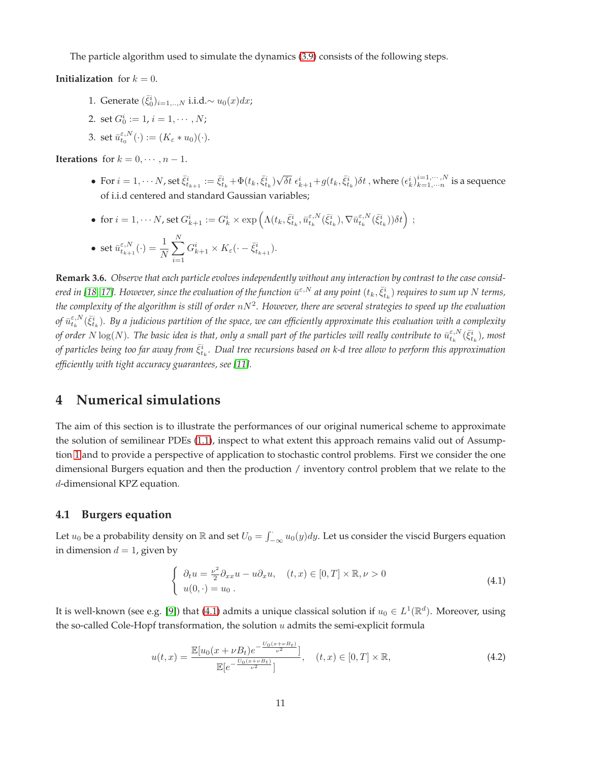The particle algorithm used to simulate the dynamics (3.9) consists of the following steps.

**Initialization** for $k = 0$.

1. Generate $(\bar{\xi}_0^i)_{i=1,..,N}$ i.i.d.$\sim u_0(x)dx$;
2. set $G_0^i := 1$, $i = 1, \cdots, N$;
3. set $\bar{u}_{t_0}^{\varepsilon,N}(\cdot) := (K_\varepsilon * u_0)(\cdot)$.

**Iterations** for $k = 0, \cdots, n-1$.

- For $i = 1, \cdots N$, set $\bar{\xi}_{t_{k+1}}^i := \bar{\xi}_{t_k}^i + \Phi(t_k, \bar{\xi}_{t_k}^i)\sqrt{\delta t}\ \epsilon_{k+1}^i + g(t_k, \bar{\xi}_{t_k}^i)\delta t$ , where $(\epsilon_k^i)_{k=1,\cdots n}^{i=1,\cdots,N}$ is a sequence of i.i.d centered and standard Gaussian variables;
- for $i = 1, \cdots N$, set $G_{k+1}^i := G_k^i \times \exp\Big(\Lambda(t_k, \bar{\xi}_{t_k}^i, \bar{u}_{t_k}^{\varepsilon,N}(\bar{\xi}_{t_k}^i), \nabla \bar{u}_{t_k}^{\varepsilon,N}(\bar{\xi}_{t_k}^i))\delta t\Big)$ ;
- set $\bar{u}_{t_{k+1}}^{\varepsilon,N}(\cdot) = \dfrac{1}{N}\displaystyle\sum_{i=1}^N G_{k+1}^i \times K_\varepsilon(\cdot - \bar{\xi}_{t_{k+1}}^i)$.

**Remark 3.6.** *Observe that each particle evolves independently without any interaction by contrast to the case considered in [18, 17]. However, since the evaluation of the function $\bar{u}^{\varepsilon,N}$ at any point $(t_k, \bar{\xi}_{t_k}^i)$ requires to sum up $N$ terms, the complexity of the algorithm is still of order $nN^2$. However, there are several strategies to speed up the evaluation of $\bar{u}_{t_k}^{\varepsilon,N}(\bar{\xi}_{t_k}^i)$. By a judicious partition of the space, we can efficiently approximate this evaluation with a complexity of order $N\log(N)$. The basic idea is that, only a small part of the particles will really contribute to $\bar{u}_{t_k}^{\varepsilon,N}(\bar{\xi}_{t_k}^i)$, most of particles being too far away from $\bar{\xi}_{t_k}^i$. Dual tree recursions based on k-d tree allow to perform this approximation efficiently with tight accuracy guarantees, see [11].*

# 4 Numerical simulations

The aim of this section is to illustrate the performances of our original numerical scheme to approximate the solution of semilinear PDEs (1.1), inspect to what extent this approach remains valid out of Assumption 1 and to provide a perspective of application to stochastic control problems. First we consider the one dimensional Burgers equation and then the production / inventory control problem that we relate to the $d$-dimensional KPZ equation.

## 4.1 Burgers equation

Let $u_0$ be a probability density on $\mathbb{R}$ and set $U_0 = \int_{-\infty}^{\cdot} u_0(y)dy$. Let us consider the viscid Burgers equation in dimension $d = 1$, given by

$$
\begin{cases} \partial_t u = \frac{\nu^2}{2}\partial_{xx}u - u\partial_x u, \quad (t,x) \in [0,T]\times\mathbb{R}, \nu > 0 \\ u(0,\cdot) = u_0 \ . \end{cases} \tag{4.1}
$$

It is well-known (see e.g. [9]) that (4.1) admits a unique classical solution if $u_0 \in L^1(\mathbb{R}^d)$. Moreover, using the so-called Cole-Hopf transformation, the solution $u$ admits the semi-explicit formula

$$
u(t,x) = \frac{\mathbb{E}[u_0(x+\nu B_t)e^{-\frac{U_0(x+\nu B_t)}{\nu^2}}]}{\mathbb{E}[e^{-\frac{U_0(x+\nu B_t)}{\nu^2}}]}, \quad (t,x) \in [0,T]\times\mathbb{R}, \tag{4.2}
$$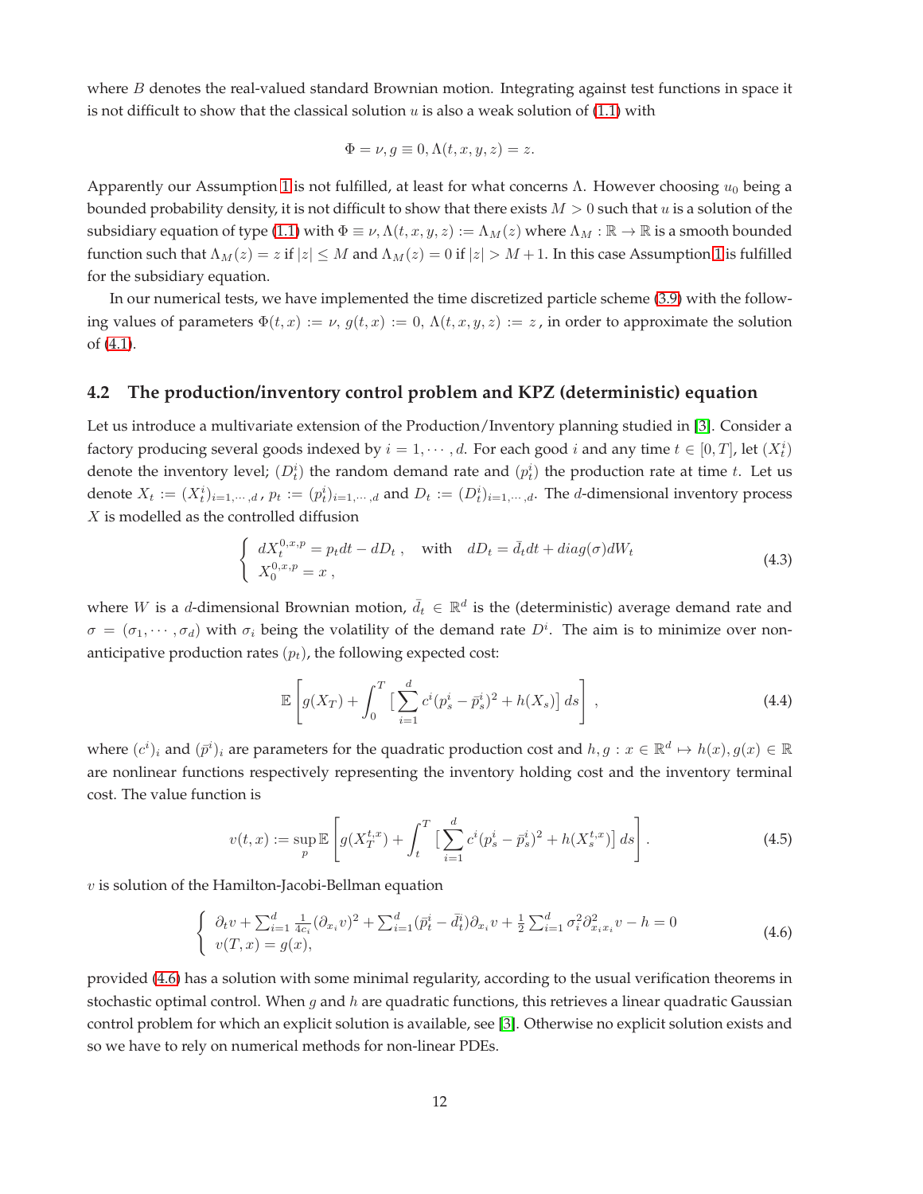where $B$ denotes the real-valued standard Brownian motion. Integrating against test functions in space it is not difficult to show that the classical solution $u$ is also a weak solution of (1.1) with

$$\Phi = \nu, g \equiv 0, \Lambda(t,x,y,z) = z.$$

Apparently our Assumption 1 is not fulfilled, at least for what concerns $\Lambda$. However choosing $u_0$ being a bounded probability density, it is not difficult to show that there exists $M > 0$ such that $u$ is a solution of the subsidiary equation of type (1.1) with $\Phi \equiv \nu, \Lambda(t,x,y,z) := \Lambda_M(z)$ where $\Lambda_M : \mathbb{R} \to \mathbb{R}$ is a smooth bounded function such that $\Lambda_M(z) = z$ if $|z| \leq M$ and $\Lambda_M(z) = 0$ if $|z| > M+1$. In this case Assumption 1 is fulfilled for the subsidiary equation.

In our numerical tests, we have implemented the time discretized particle scheme (3.9) with the following values of parameters $\Phi(t,x) := \nu$, $g(t,x) := 0$, $\Lambda(t,x,y,z) := z$, in order to approximate the solution of (4.1).

## 4.2 The production/inventory control problem and KPZ (deterministic) equation

Let us introduce a multivariate extension of the Production/Inventory planning studied in [3]. Consider a factory producing several goods indexed by $i = 1, \cdots, d$. For each good $i$ and any time $t \in [0,T]$, let $(X^i_t)$ denote the inventory level; $(D^i_t)$ the random demand rate and $(p^i_t)$ the production rate at time $t$. Let us denote $X_t := (X^i_t)_{i=1,\cdots,d}$, $p_t := (p^i_t)_{i=1,\cdots,d}$ and $D_t := (D^i_t)_{i=1,\cdots,d}$. The $d$-dimensional inventory process $X$ is modelled as the controlled diffusion

$$\left\{ \begin{array}{l} dX^{0,x,p}_t = p_t dt - dD_t \,, \quad \text{with} \quad dD_t = \bar{d}_t dt + diag(\sigma) dW_t \\ X^{0,x,p}_0 = x \,, \end{array} \right. \tag{4.3}$$

where $W$ is a $d$-dimensional Brownian motion, $\bar{d}_t \in \mathbb{R}^d$ is the (deterministic) average demand rate and $\sigma = (\sigma_1, \cdots, \sigma_d)$ with $\sigma_i$ being the volatility of the demand rate $D^i$. The aim is to minimize over non-anticipative production rates $(p_t)$, the following expected cost:

$$\mathbb{E}\left[ g(X_T) + \int_0^T \big[ \sum_{i=1}^d c^i (p^i_s - \bar{p}^i_s)^2 + h(X_s) \big] \, ds \right] , \tag{4.4}$$

where $(c^i)_i$ and $(\bar{p}^i)_i$ are parameters for the quadratic production cost and $h, g : x \in \mathbb{R}^d \mapsto h(x), g(x) \in \mathbb{R}$ are nonlinear functions respectively representing the inventory holding cost and the inventory terminal cost. The value function is

$$v(t,x) := \sup_p \mathbb{E}\left[ g(X^{t,x}_T) + \int_t^T \big[ \sum_{i=1}^d c^i (p^i_s - \bar{p}^i_s)^2 + h(X^{t,x}_s) \big] \, ds \right] . \tag{4.5}$$

$v$ is solution of the Hamilton-Jacobi-Bellman equation

$$\left\{ \begin{array}{l} \partial_t v + \sum_{i=1}^d \frac{1}{4c_i} (\partial_{x_i} v)^2 + \sum_{i=1}^d (\bar{p}^i_t - \bar{d}^i_t) \partial_{x_i} v + \frac{1}{2} \sum_{i=1}^d \sigma_i^2 \partial^2_{x_i x_i} v - h = 0 \\ v(T,x) = g(x), \end{array} \right. \tag{4.6}$$

provided (4.6) has a solution with some minimal regularity, according to the usual verification theorems in stochastic optimal control. When $g$ and $h$ are quadratic functions, this retrieves a linear quadratic Gaussian control problem for which an explicit solution is available, see [3]. Otherwise no explicit solution exists and so we have to rely on numerical methods for non-linear PDEs.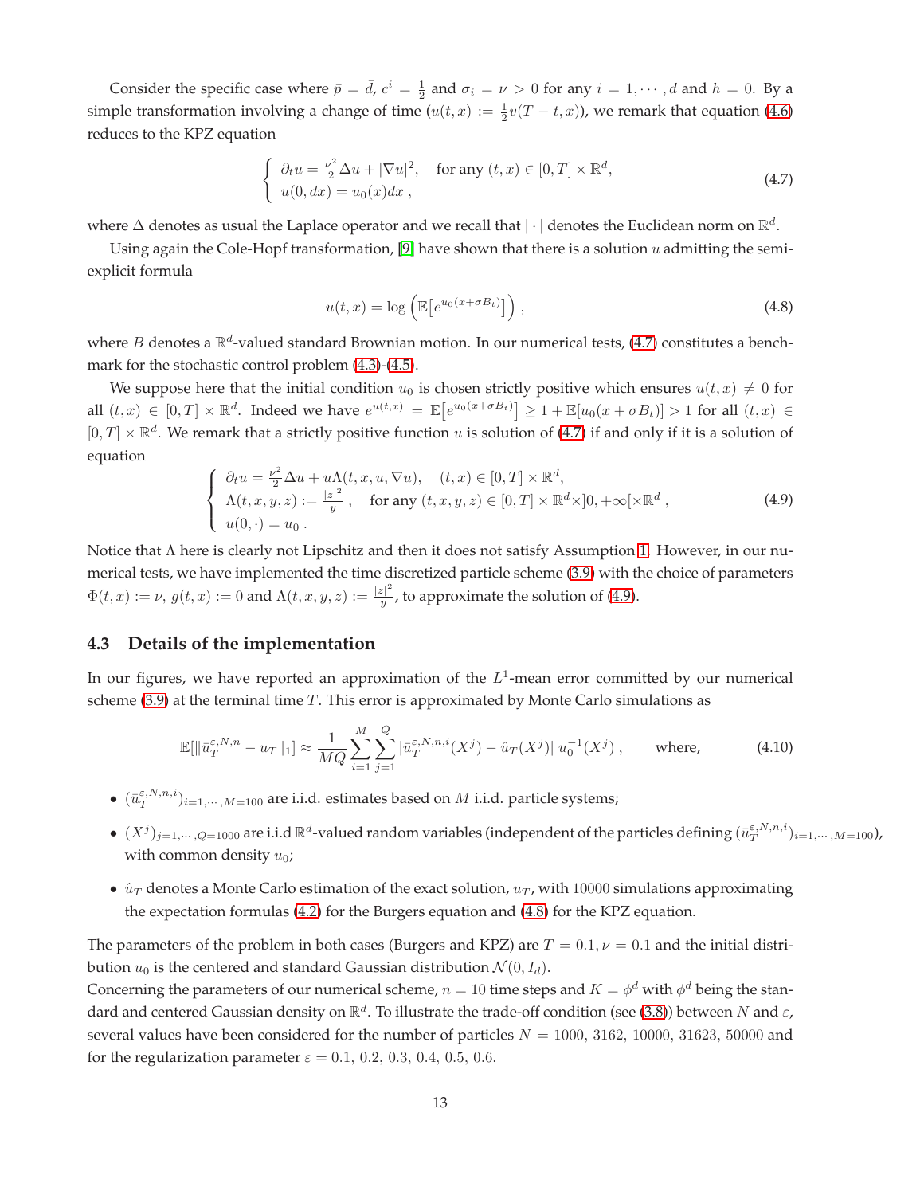Consider the specific case where $\bar{p} = \bar{d}$, $c^i = \frac{1}{2}$ and $\sigma_i = \nu > 0$ for any $i = 1, \cdots, d$ and $h = 0$. By a simple transformation involving a change of time $(u(t,x) := \frac{1}{2} v(T-t,x))$, we remark that equation (4.6) reduces to the KPZ equation

$$
\begin{cases} \partial_t u = \frac{\nu^2}{2} \Delta u + |\nabla u|^2, & \text{for any } (t,x) \in [0,T] \times \mathbb{R}^d, \\ u(0,dx) = u_0(x)dx \, , \end{cases} \tag{4.7}
$$

where $\Delta$ denotes as usual the Laplace operator and we recall that $|\cdot|$ denotes the Euclidean norm on $\mathbb{R}^d$.

Using again the Cole-Hopf transformation, [9] have shown that there is a solution $u$ admitting the semi-explicit formula

$$
u(t,x) = \log \left( \mathbb{E}\big[ e^{u_0(x+\sigma B_t)} \big] \right) , \tag{4.8}
$$

where $B$ denotes a $\mathbb{R}^d$-valued standard Brownian motion. In our numerical tests, (4.7) constitutes a benchmark for the stochastic control problem (4.3)-(4.5).

We suppose here that the initial condition $u_0$ is chosen strictly positive which ensures $u(t,x) \neq 0$ for all $(t,x) \in [0,T] \times \mathbb{R}^d$. Indeed we have $e^{u(t,x)} = \mathbb{E}\big[e^{u_0(x+\sigma B_t)}\big] \geq 1 + \mathbb{E}[u_0(x+\sigma B_t)] > 1$ for all $(t,x) \in [0,T] \times \mathbb{R}^d$. We remark that a strictly positive function $u$ is solution of (4.7) if and only if it is a solution of equation

$$
\begin{cases} \partial_t u = \frac{\nu^2}{2} \Delta u + u \Lambda(t,x,u,\nabla u), & (t,x) \in [0,T] \times \mathbb{R}^d, \\ \Lambda(t,x,y,z) := \frac{|z|^2}{y} \, , & \text{for any } (t,x,y,z) \in [0,T] \times \mathbb{R}^d \times ]0,+\infty[ \times \mathbb{R}^d \, , \\ u(0,\cdot) = u_0 \, . \end{cases} \tag{4.9}
$$

Notice that $\Lambda$ here is clearly not Lipschitz and then it does not satisfy Assumption 1. However, in our numerical tests, we have implemented the time discretized particle scheme (3.9) with the choice of parameters $\Phi(t,x) := \nu$, $g(t,x) := 0$ and $\Lambda(t,x,y,z) := \frac{|z|^2}{y}$, to approximate the solution of (4.9).

### 4.3 Details of the implementation

In our figures, we have reported an approximation of the $L^1$-mean error committed by our numerical scheme (3.9) at the terminal time $T$. This error is approximated by Monte Carlo simulations as

$$
\mathbb{E}[\|\bar{u}_T^{\varepsilon,N,n} - u_T\|_1] \approx \frac{1}{MQ} \sum_{i=1}^{M} \sum_{j=1}^{Q} |\bar{u}_T^{\varepsilon,N,n,i}(X^j) - \hat{u}_T(X^j)| \, u_0^{-1}(X^j) \, , \qquad \text{where,} \tag{4.10}
$$

- $(\bar{u}_T^{\varepsilon,N,n,i})_{i=1,\cdots,M=100}$ are i.i.d. estimates based on $M$ i.i.d. particle systems;
- $(X^j)_{j=1,\cdots,Q=1000}$ are i.i.d $\mathbb{R}^d$-valued random variables (independent of the particles defining $(\bar{u}_T^{\varepsilon,N,n,i})_{i=1,\cdots,M=100}$), with common density $u_0$;
- $\hat{u}_T$ denotes a Monte Carlo estimation of the exact solution, $u_T$, with 10000 simulations approximating the expectation formulas (4.2) for the Burgers equation and (4.8) for the KPZ equation.

The parameters of the problem in both cases (Burgers and KPZ) are $T = 0.1, \nu = 0.1$ and the initial distribution $u_0$ is the centered and standard Gaussian distribution $\mathcal{N}(0, I_d)$.

Concerning the parameters of our numerical scheme, $n = 10$ time steps and $K = \phi^d$ with $\phi^d$ being the standard and centered Gaussian density on $\mathbb{R}^d$. To illustrate the trade-off condition (see (3.8)) between $N$ and $\varepsilon$, several values have been considered for the number of particles $N$ = 1000, 3162, 10000, 31623, 50000 and for the regularization parameter $\varepsilon$ = 0.1, 0.2, 0.3, 0.4, 0.5, 0.6.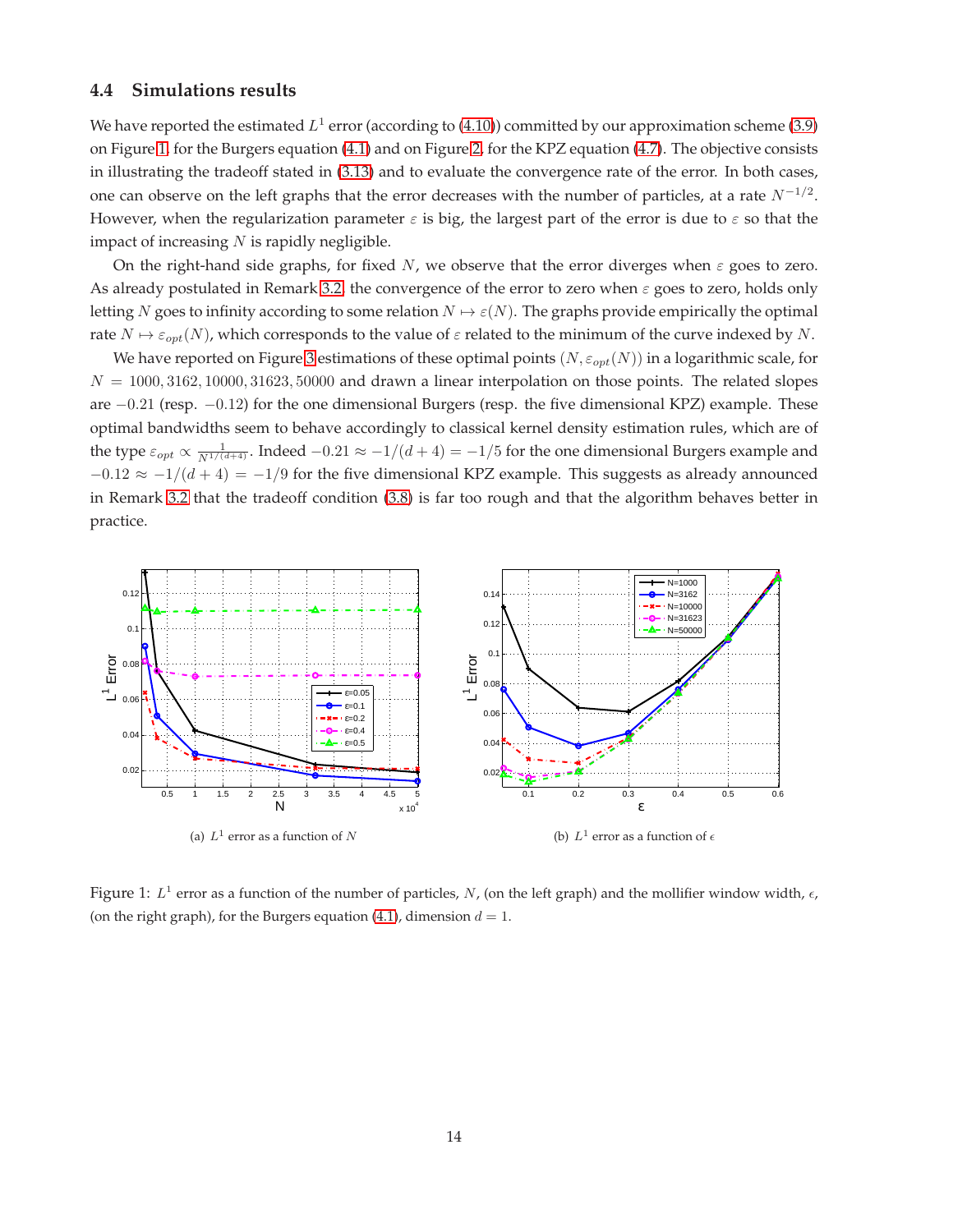### 4.4 Simulations results

We have reported the estimated $L^1$ error (according to (4.10)) committed by our approximation scheme (3.9) on Figure 1, for the Burgers equation (4.1) and on Figure 2, for the KPZ equation (4.7). The objective consists in illustrating the tradeoff stated in (3.13) and to evaluate the convergence rate of the error. In both cases, one can observe on the left graphs that the error decreases with the number of particles, at a rate $N^{-1/2}$. However, when the regularization parameter $\varepsilon$ is big, the largest part of the error is due to $\varepsilon$ so that the impact of increasing $N$ is rapidly negligible.

On the right-hand side graphs, for fixed $N$, we observe that the error diverges when $\varepsilon$ goes to zero. As already postulated in Remark 3.2, the convergence of the error to zero when $\varepsilon$ goes to zero, holds only letting $N$ goes to infinity according to some relation $N \mapsto \varepsilon(N)$. The graphs provide empirically the optimal rate $N \mapsto \varepsilon_{opt}(N)$, which corresponds to the value of $\varepsilon$ related to the minimum of the curve indexed by $N$.

We have reported on Figure 3 estimations of these optimal points $(N, \varepsilon_{opt}(N))$ in a logarithmic scale, for $N = 1000, 3162, 10000, 31623, 50000$ and drawn a linear interpolation on those points. The related slopes are $-0.21$ (resp. $-0.12$) for the one dimensional Burgers (resp. the five dimensional KPZ) example. These optimal bandwidths seem to behave accordingly to classical kernel density estimation rules, which are of the type $\varepsilon_{opt} \propto \frac{1}{N^{1/(d+4)}}$. Indeed $-0.21 \approx -1/(d+4) = -1/5$ for the one dimensional Burgers example and $-0.12 \approx -1/(d+4) = -1/9$ for the five dimensional KPZ example. This suggests as already announced in Remark 3.2 that the tradeoff condition (3.8) is far too rough and that the algorithm behaves better in practice.

(a) $L^1$ error as a function of $N$

(b) $L^1$ error as a function of $\epsilon$

Figure 1: $L^1$ error as a function of the number of particles, $N$, (on the left graph) and the mollifier window width, $\epsilon$, (on the right graph), for the Burgers equation (4.1), dimension $d = 1$.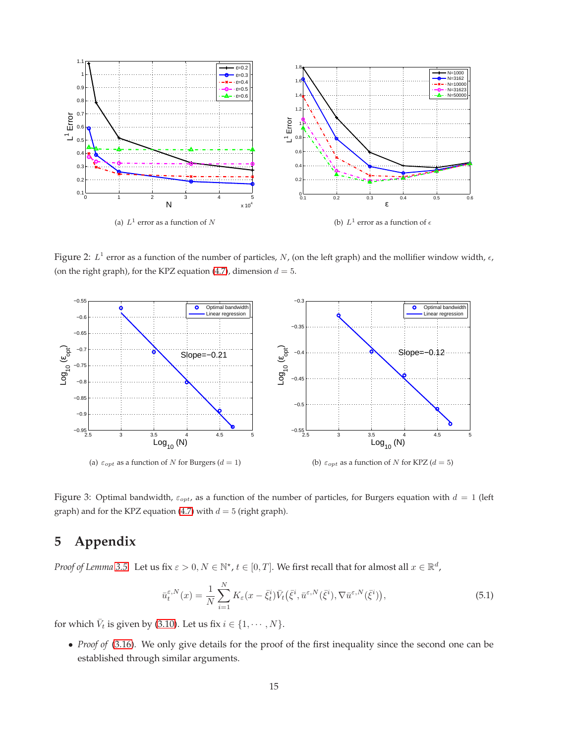(a) $L^1$ error as a function of $N$

(b) $L^1$ error as a function of $\epsilon$

Figure 2: $L^1$ error as a function of the number of particles, $N$, (on the left graph) and the mollifier window width, $\epsilon$, (on the right graph), for the KPZ equation (4.7), dimension $d = 5$.

(a) $\varepsilon_{opt}$ as a function of $N$ for Burgers ($d = 1$)

(b) $\varepsilon_{opt}$ as a function of $N$ for KPZ ($d = 5$)

Figure 3: Optimal bandwidth, $\varepsilon_{opt}$, as a function of the number of particles, for Burgers equation with $d = 1$ (left graph) and for the KPZ equation (4.7) with $d = 5$ (right graph).

# 5 Appendix

*Proof of Lemma 3.5* Let us fix $\varepsilon > 0$, $N \in \mathbb{N}^\star$, $t \in [0, T]$. We first recall that for almost all $x \in \mathbb{R}^d$,

$$\bar{u}_t^{\varepsilon,N}(x) = \frac{1}{N}\sum_{i=1}^{N} K_\varepsilon(x - \bar{\xi}_t^i)\bar{V}_t(\bar{\xi}^i, \bar{u}^{\varepsilon,N}(\bar{\xi}^i), \nabla\bar{u}^{\varepsilon,N}(\bar{\xi}^i)), \tag{5.1}$$

for which $\bar{V}_t$ is given by (3.10). Let us fix $i \in \{1, \cdots, N\}$.

- *Proof of* (3.16). We only give details for the proof of the first inequality since the second one can be established through similar arguments.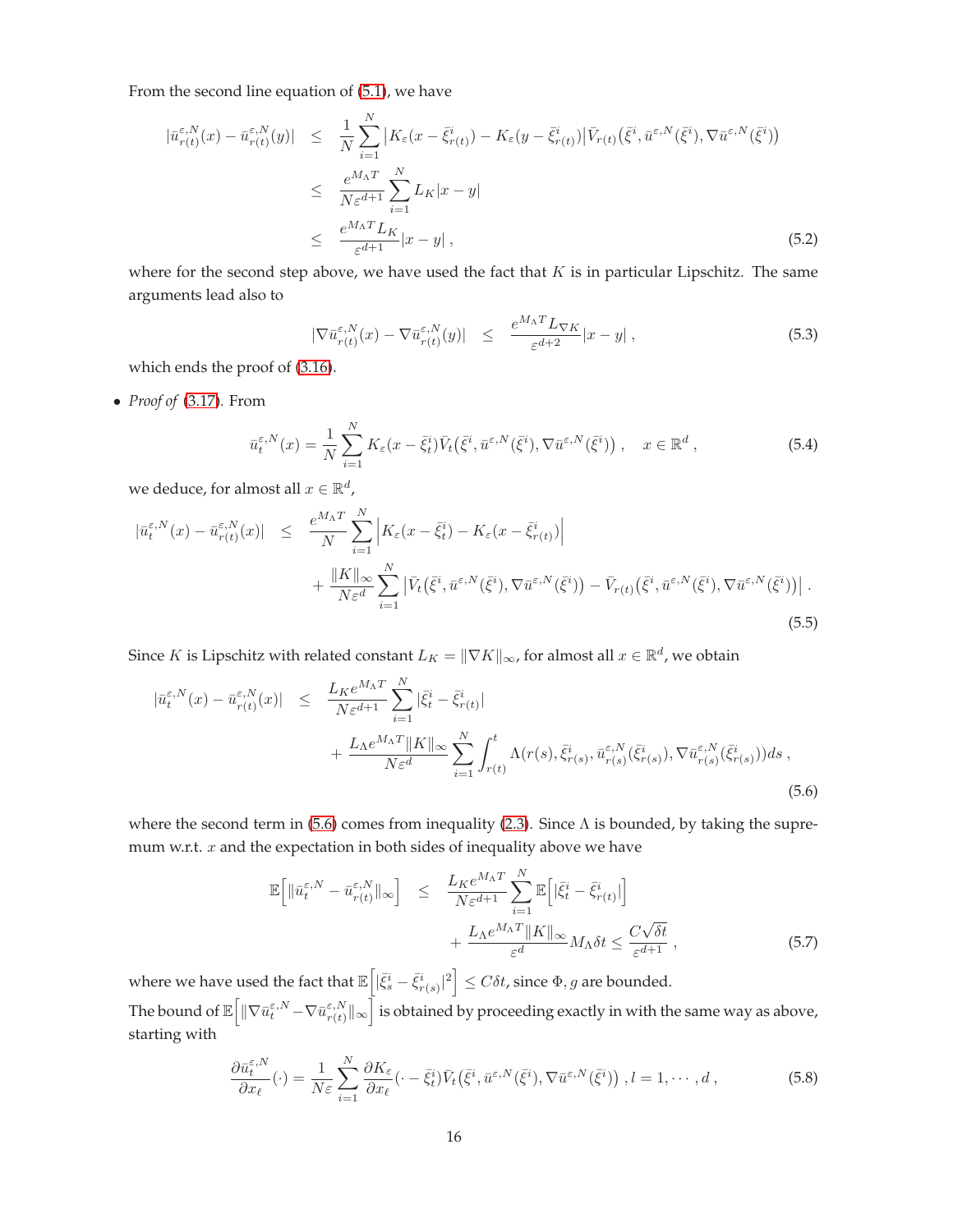From the second line equation of (5.1), we have

$$
\begin{aligned}
|\bar{u}^{\varepsilon,N}_{r(t)}(x) - \bar{u}^{\varepsilon,N}_{r(t)}(y)| &\leq \frac{1}{N}\sum_{i=1}^{N} \big|K_\varepsilon(x - \bar{\xi}^i_{r(t)}) - K_\varepsilon(y - \bar{\xi}^i_{r(t)})\big| \bar{V}_{r(t)}\big(\bar{\xi}^i, \bar{u}^{\varepsilon,N}(\bar{\xi}^i), \nabla \bar{u}^{\varepsilon,N}(\bar{\xi}^i)\big) \\
&\leq \frac{e^{M_\Lambda T}}{N\varepsilon^{d+1}} \sum_{i=1}^{N} L_K |x-y| \\
&\leq \frac{e^{M_\Lambda T} L_K}{\varepsilon^{d+1}} |x-y| \,, \qquad (5.2)
\end{aligned}
$$

where for the second step above, we have used the fact that $K$ is in particular Lipschitz. The same arguments lead also to

$$
|\nabla \bar{u}^{\varepsilon,N}_{r(t)}(x) - \nabla \bar{u}^{\varepsilon,N}_{r(t)}(y)| \leq \frac{e^{M_\Lambda T} L_{\nabla K}}{\varepsilon^{d+2}} |x-y| \,, \qquad (5.3)
$$

which ends the proof of (3.16).

- *Proof of* (3.17). From

$$
\bar{u}^{\varepsilon,N}_t(x) = \frac{1}{N}\sum_{i=1}^{N} K_\varepsilon(x - \bar{\xi}^i_t) \bar{V}_t\big(\bar{\xi}^i, \bar{u}^{\varepsilon,N}(\bar{\xi}^i), \nabla \bar{u}^{\varepsilon,N}(\bar{\xi}^i)\big) \,, \quad x \in \mathbb{R}^d \,, \qquad (5.4)
$$

we deduce, for almost all $x \in \mathbb{R}^d$,

$$
\begin{aligned}
|\bar{u}^{\varepsilon,N}_t(x) - \bar{u}^{\varepsilon,N}_{r(t)}(x)| &\leq \frac{e^{M_\Lambda T}}{N} \sum_{i=1}^{N} \Big|K_\varepsilon(x - \bar{\xi}^i_t) - K_\varepsilon(x - \bar{\xi}^i_{r(t)})\Big| \\
&\quad + \frac{\|K\|_\infty}{N\varepsilon^d} \sum_{i=1}^{N} \big|\bar{V}_t\big(\bar{\xi}^i, \bar{u}^{\varepsilon,N}(\bar{\xi}^i), \nabla \bar{u}^{\varepsilon,N}(\bar{\xi}^i)\big) - \bar{V}_{r(t)}\big(\bar{\xi}^i, \bar{u}^{\varepsilon,N}(\bar{\xi}^i), \nabla \bar{u}^{\varepsilon,N}(\bar{\xi}^i)\big)\big| \,. \qquad (5.5)
\end{aligned}
$$

Since $K$ is Lipschitz with related constant $L_K = \|\nabla K\|_\infty$, for almost all $x \in \mathbb{R}^d$, we obtain

$$
\begin{aligned}
|\bar{u}^{\varepsilon,N}_t(x) - \bar{u}^{\varepsilon,N}_{r(t)}(x)| &\leq \frac{L_K e^{M_\Lambda T}}{N\varepsilon^{d+1}} \sum_{i=1}^{N} |\bar{\xi}^i_t - \bar{\xi}^i_{r(t)}| \\
&\quad + \frac{L_\Lambda e^{M_\Lambda T}\|K\|_\infty}{N\varepsilon^d} \sum_{i=1}^{N} \int_{r(t)}^{t} \Lambda(r(s), \bar{\xi}^i_{r(s)}, \bar{u}^{\varepsilon,N}_{r(s)}(\bar{\xi}^i_{r(s)}), \nabla \bar{u}^{\varepsilon,N}_{r(s)}(\bar{\xi}^i_{r(s)}))ds \,, \qquad (5.6)
\end{aligned}
$$

where the second term in (5.6) comes from inequality (2.3). Since $\Lambda$ is bounded, by taking the supremum w.r.t. $x$ and the expectation in both sides of inequality above we have

$$
\begin{aligned}
\mathbb{E}\Big[\|\bar{u}^{\varepsilon,N}_t - \bar{u}^{\varepsilon,N}_{r(t)}\|_\infty\Big] &\leq \frac{L_K e^{M_\Lambda T}}{N\varepsilon^{d+1}} \sum_{i=1}^{N} \mathbb{E}\Big[|\bar{\xi}^i_t - \bar{\xi}^i_{r(t)}|\Big] \\
&\quad + \frac{L_\Lambda e^{M_\Lambda T}\|K\|_\infty}{\varepsilon^d} M_\Lambda \delta t \leq \frac{C\sqrt{\delta t}}{\varepsilon^{d+1}} \,, \qquad (5.7)
\end{aligned}
$$

where we have used the fact that $\mathbb{E}\Big[|\bar{\xi}^i_s - \bar{\xi}^i_{r(s)}|^2\Big] \leq C\delta t$, since $\Phi, g$ are bounded.

The bound of $\mathbb{E}\Big[\|\nabla \bar{u}^{\varepsilon,N}_t - \nabla \bar{u}^{\varepsilon,N}_{r(t)}\|_\infty\Big]$ is obtained by proceeding exactly in with the same way as above, starting with

$$
\frac{\partial \bar{u}^{\varepsilon,N}_t}{\partial x_\ell}(\cdot) = \frac{1}{N\varepsilon} \sum_{i=1}^{N} \frac{\partial K_\varepsilon}{\partial x_\ell}(\cdot - \bar{\xi}^i_t) \bar{V}_t\big(\bar{\xi}^i, \bar{u}^{\varepsilon,N}(\bar{\xi}^i), \nabla \bar{u}^{\varepsilon,N}(\bar{\xi}^i)\big) \,, l = 1, \cdots, d \,, \qquad (5.8)
$$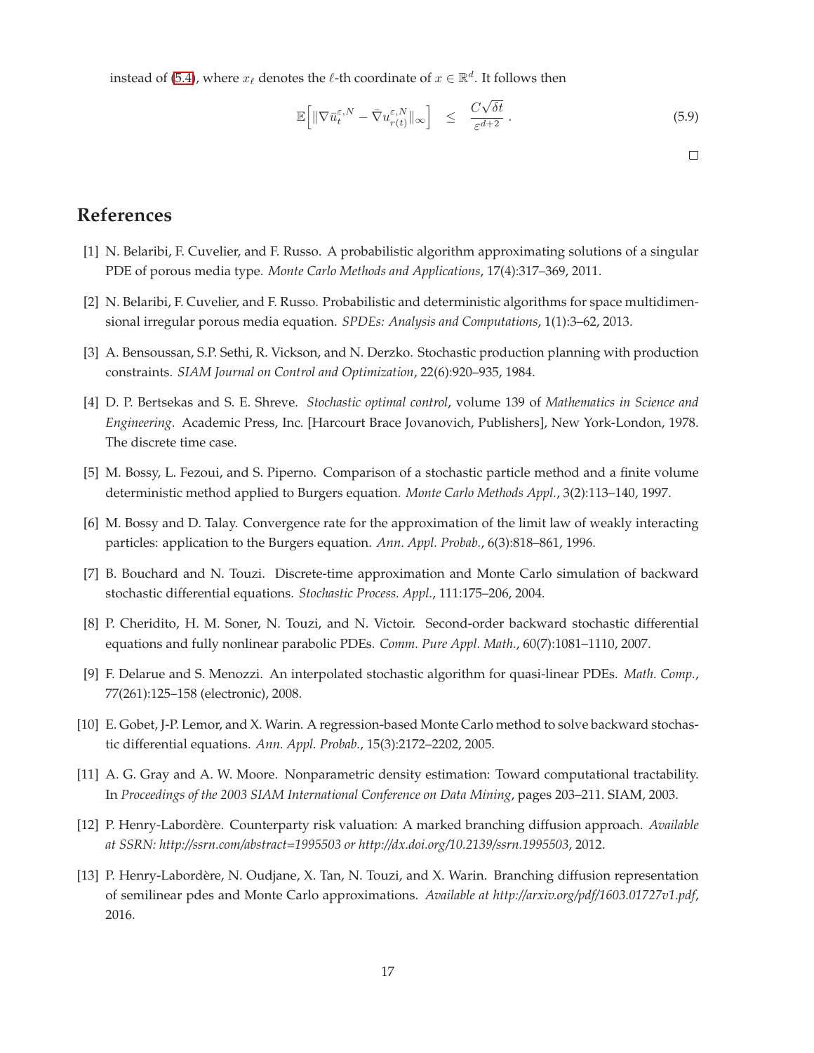instead of (5.4), where $x_\ell$ denotes the $\ell$-th coordinate of $x \in \mathbb{R}^d$. It follows then

$$\mathbb{E}\Big[\|\nabla \bar{u}_t^{\varepsilon,N} - \bar{\nabla} u_{r(t)}^{\varepsilon,N}\|_\infty\Big] \quad \leq \quad \frac{C\sqrt{\delta t}}{\varepsilon^{d+2}}\,. \tag{5.9}$$

□

# References

[1] N. Belaribi, F. Cuvelier, and F. Russo. A probabilistic algorithm approximating solutions of a singular PDE of porous media type. *Monte Carlo Methods and Applications*, 17(4):317–369, 2011.

[2] N. Belaribi, F. Cuvelier, and F. Russo. Probabilistic and deterministic algorithms for space multidimensional irregular porous media equation. *SPDEs: Analysis and Computations*, 1(1):3–62, 2013.

[3] A. Bensoussan, S.P. Sethi, R. Vickson, and N. Derzko. Stochastic production planning with production constraints. *SIAM Journal on Control and Optimization*, 22(6):920–935, 1984.

[4] D. P. Bertsekas and S. E. Shreve. *Stochastic optimal control*, volume 139 of *Mathematics in Science and Engineering*. Academic Press, Inc. [Harcourt Brace Jovanovich, Publishers], New York-London, 1978. The discrete time case.

[5] M. Bossy, L. Fezoui, and S. Piperno. Comparison of a stochastic particle method and a finite volume deterministic method applied to Burgers equation. *Monte Carlo Methods Appl.*, 3(2):113–140, 1997.

[6] M. Bossy and D. Talay. Convergence rate for the approximation of the limit law of weakly interacting particles: application to the Burgers equation. *Ann. Appl. Probab.*, 6(3):818–861, 1996.

[7] B. Bouchard and N. Touzi. Discrete-time approximation and Monte Carlo simulation of backward stochastic differential equations. *Stochastic Process. Appl.*, 111:175–206, 2004.

[8] P. Cheridito, H. M. Soner, N. Touzi, and N. Victoir. Second-order backward stochastic differential equations and fully nonlinear parabolic PDEs. *Comm. Pure Appl. Math.*, 60(7):1081–1110, 2007.

[9] F. Delarue and S. Menozzi. An interpolated stochastic algorithm for quasi-linear PDEs. *Math. Comp.*, 77(261):125–158 (electronic), 2008.

[10] E. Gobet, J-P. Lemor, and X. Warin. A regression-based Monte Carlo method to solve backward stochastic differential equations. *Ann. Appl. Probab.*, 15(3):2172–2202, 2005.

[11] A. G. Gray and A. W. Moore. Nonparametric density estimation: Toward computational tractability. In *Proceedings of the 2003 SIAM International Conference on Data Mining*, pages 203–211. SIAM, 2003.

[12] P. Henry-Labordère. Counterparty risk valuation: A marked branching diffusion approach. *Available at SSRN: http://ssrn.com/abstract=1995503 or http://dx.doi.org/10.2139/ssrn.1995503*, 2012.

[13] P. Henry-Labordère, N. Oudjane, X. Tan, N. Touzi, and X. Warin. Branching diffusion representation of semilinear pdes and Monte Carlo approximations. *Available at http://arxiv.org/pdf/1603.01727v1.pdf*, 2016.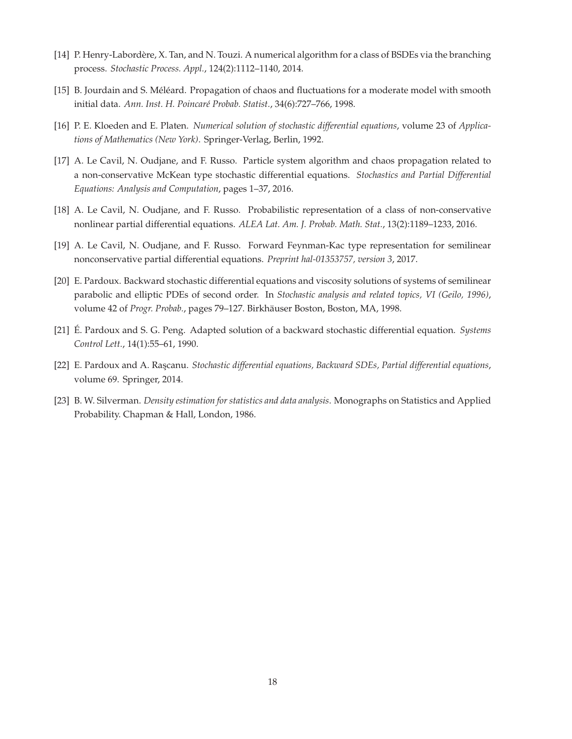[14] P. Henry-Labordère, X. Tan, and N. Touzi. A numerical algorithm for a class of BSDEs via the branching process. *Stochastic Process. Appl.*, 124(2):1112–1140, 2014.

[15] B. Jourdain and S. Méléard. Propagation of chaos and fluctuations for a moderate model with smooth initial data. *Ann. Inst. H. Poincaré Probab. Statist.*, 34(6):727–766, 1998.

[16] P. E. Kloeden and E. Platen. *Numerical solution of stochastic differential equations*, volume 23 of *Applications of Mathematics (New York)*. Springer-Verlag, Berlin, 1992.

[17] A. Le Cavil, N. Oudjane, and F. Russo. Particle system algorithm and chaos propagation related to a non-conservative McKean type stochastic differential equations. *Stochastics and Partial Differential Equations: Analysis and Computation*, pages 1–37, 2016.

[18] A. Le Cavil, N. Oudjane, and F. Russo. Probabilistic representation of a class of non-conservative nonlinear partial differential equations. *ALEA Lat. Am. J. Probab. Math. Stat.*, 13(2):1189–1233, 2016.

[19] A. Le Cavil, N. Oudjane, and F. Russo. Forward Feynman-Kac type representation for semilinear nonconservative partial differential equations. *Preprint hal-01353757, version 3*, 2017.

[20] E. Pardoux. Backward stochastic differential equations and viscosity solutions of systems of semilinear parabolic and elliptic PDEs of second order. In *Stochastic analysis and related topics, VI (Geilo, 1996)*, volume 42 of *Progr. Probab.*, pages 79–127. Birkhäuser Boston, Boston, MA, 1998.

[21] É. Pardoux and S. G. Peng. Adapted solution of a backward stochastic differential equation. *Systems Control Lett.*, 14(1):55–61, 1990.

[22] E. Pardoux and A. Raşcanu. *Stochastic differential equations, Backward SDEs, Partial differential equations*, volume 69. Springer, 2014.

[23] B. W. Silverman. *Density estimation for statistics and data analysis*. Monographs on Statistics and Applied Probability. Chapman & Hall, London, 1986.